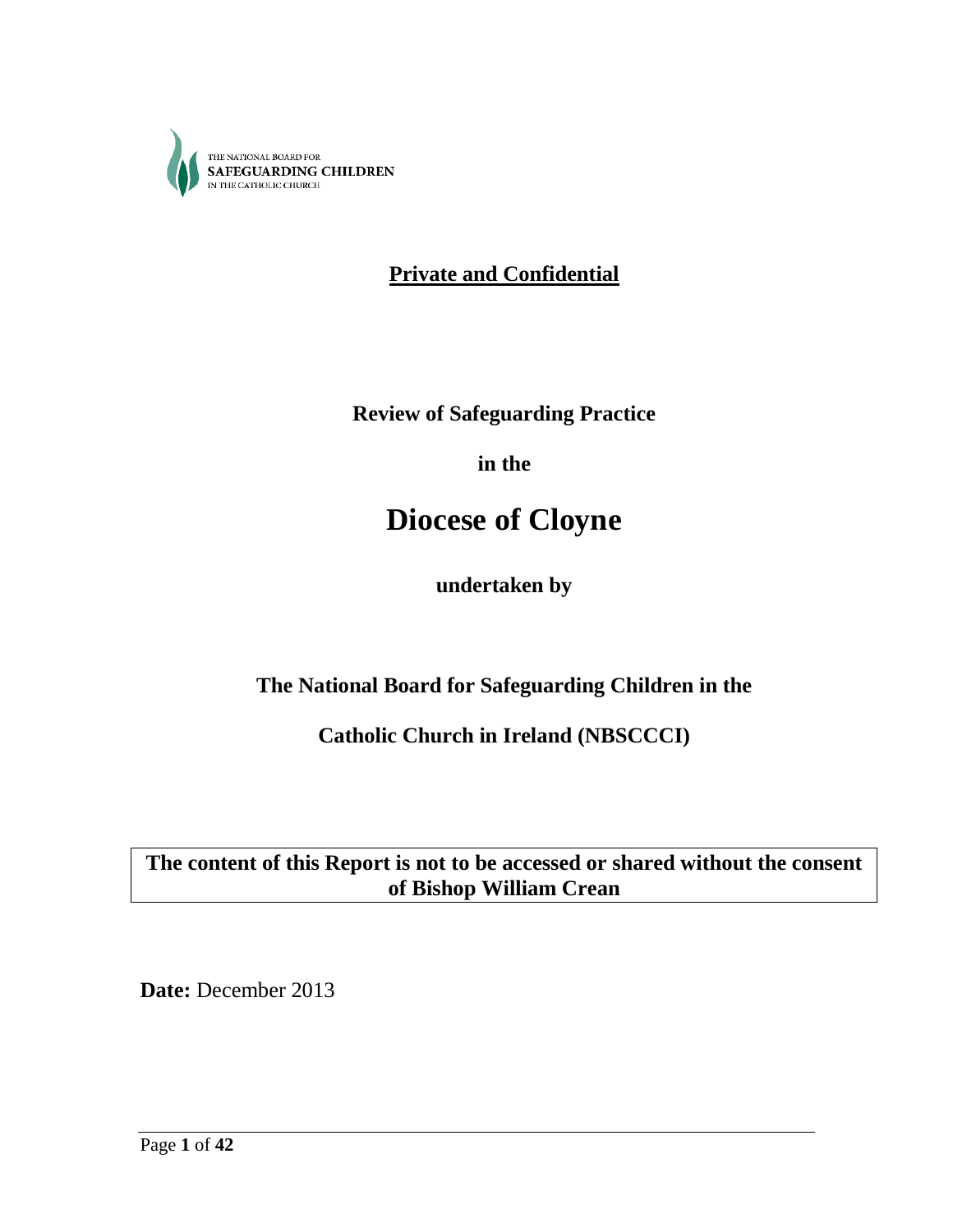THE NATIONAL BOARD FOR
SAFEGUARDING CHILDREN
IN THE CATHOLIC CHURCH

**Private and Confidential**

**Review of Safeguarding Practice**

**in the**

# Diocese of Cloyne

**undertaken by**

**The National Board for Safeguarding Children in the**

**Catholic Church in Ireland (NBSCCCI)**

**The content of this Report is not to be accessed or shared without the consent of Bishop William Crean**

**Date:** December 2013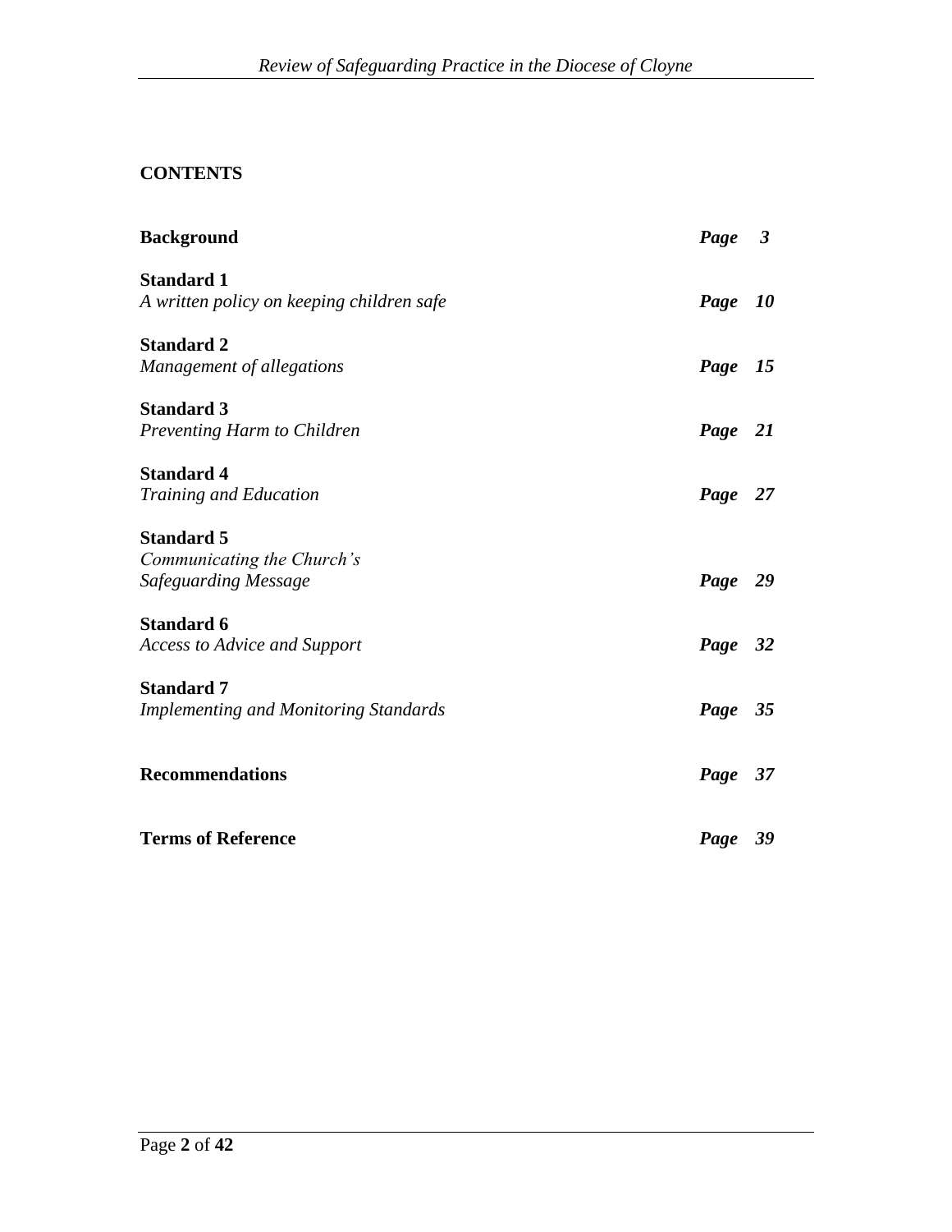**CONTENTS**

| | |
|---|---|
| **Background** | ***Page 3*** |
| **Standard 1**<br>*A written policy on keeping children safe* | ***Page 10*** |
| **Standard 2**<br>*Management of allegations* | ***Page 15*** |
| **Standard 3**<br>*Preventing Harm to Children* | ***Page 21*** |
| **Standard 4**<br>*Training and Education* | ***Page 27*** |
| **Standard 5**<br>*Communicating the Church's Safeguarding Message* | ***Page 29*** |
| **Standard 6**<br>*Access to Advice and Support* | ***Page 32*** |
| **Standard 7**<br>*Implementing and Monitoring Standards* | ***Page 35*** |
| **Recommendations** | ***Page 37*** |
| **Terms of Reference** | ***Page 39*** |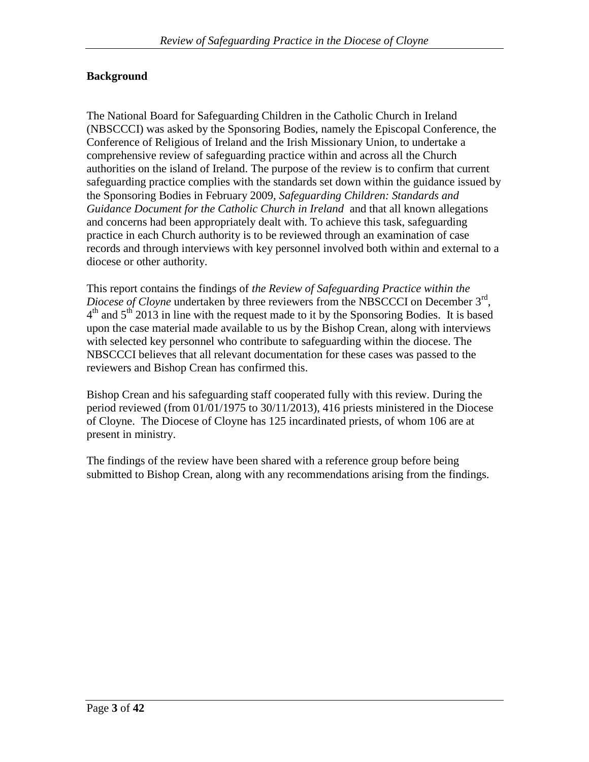## Background

The National Board for Safeguarding Children in the Catholic Church in Ireland (NBSCCCI) was asked by the Sponsoring Bodies, namely the Episcopal Conference, the Conference of Religious of Ireland and the Irish Missionary Union, to undertake a comprehensive review of safeguarding practice within and across all the Church authorities on the island of Ireland. The purpose of the review is to confirm that current safeguarding practice complies with the standards set down within the guidance issued by the Sponsoring Bodies in February 2009, *Safeguarding Children: Standards and Guidance Document for the Catholic Church in Ireland* and that all known allegations and concerns had been appropriately dealt with. To achieve this task, safeguarding practice in each Church authority is to be reviewed through an examination of case records and through interviews with key personnel involved both within and external to a diocese or other authority.

This report contains the findings of *the Review of Safeguarding Practice within the Diocese of Cloyne* undertaken by three reviewers from the NBSCCCI on December 3rd, 4th and 5th 2013 in line with the request made to it by the Sponsoring Bodies. It is based upon the case material made available to us by the Bishop Crean, along with interviews with selected key personnel who contribute to safeguarding within the diocese. The NBSCCCI believes that all relevant documentation for these cases was passed to the reviewers and Bishop Crean has confirmed this.

Bishop Crean and his safeguarding staff cooperated fully with this review. During the period reviewed (from 01/01/1975 to 30/11/2013), 416 priests ministered in the Diocese of Cloyne. The Diocese of Cloyne has 125 incardinated priests, of whom 106 are at present in ministry.

The findings of the review have been shared with a reference group before being submitted to Bishop Crean, along with any recommendations arising from the findings.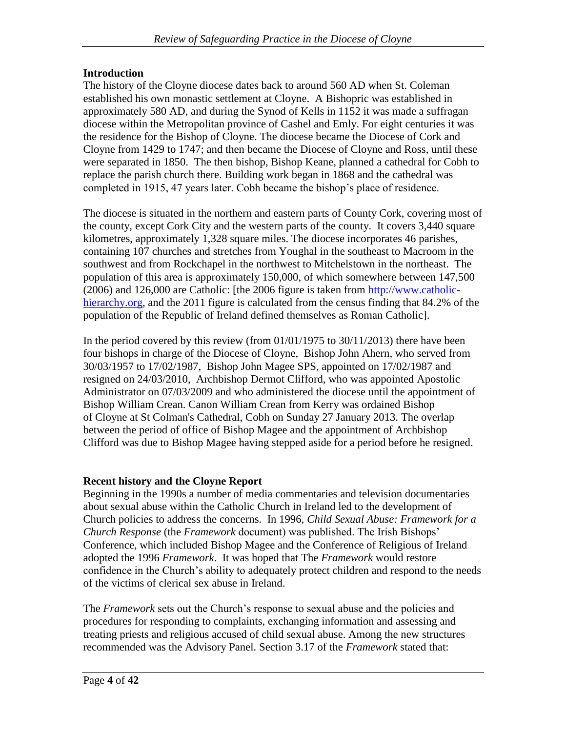### Introduction

The history of the Cloyne diocese dates back to around 560 AD when St. Coleman established his own monastic settlement at Cloyne. A Bishopric was established in approximately 580 AD, and during the Synod of Kells in 1152 it was made a suffragan diocese within the Metropolitan province of Cashel and Emly. For eight centuries it was the residence for the Bishop of Cloyne. The diocese became the Diocese of Cork and Cloyne from 1429 to 1747; and then became the Diocese of Cloyne and Ross, until these were separated in 1850. The then bishop, Bishop Keane, planned a cathedral for Cobh to replace the parish church there. Building work began in 1868 and the cathedral was completed in 1915, 47 years later. Cobh became the bishop's place of residence.

The diocese is situated in the northern and eastern parts of County Cork, covering most of the county, except Cork City and the western parts of the county. It covers 3,440 square kilometres, approximately 1,328 square miles. The diocese incorporates 46 parishes, containing 107 churches and stretches from Youghal in the southeast to Macroom in the southwest and from Rockchapel in the northwest to Mitchelstown in the northeast. The population of this area is approximately 150,000, of which somewhere between 147,500 (2006) and 126,000 are Catholic: [the 2006 figure is taken from http://www.catholic-hierarchy.org, and the 2011 figure is calculated from the census finding that 84.2% of the population of the Republic of Ireland defined themselves as Roman Catholic].

In the period covered by this review (from 01/01/1975 to 30/11/2013) there have been four bishops in charge of the Diocese of Cloyne, Bishop John Ahern, who served from 30/03/1957 to 17/02/1987, Bishop John Magee SPS, appointed on 17/02/1987 and resigned on 24/03/2010, Archbishop Dermot Clifford, who was appointed Apostolic Administrator on 07/03/2009 and who administered the diocese until the appointment of Bishop William Crean. Canon William Crean from Kerry was ordained Bishop of Cloyne at St Colman's Cathedral, Cobh on Sunday 27 January 2013. The overlap between the period of office of Bishop Magee and the appointment of Archbishop Clifford was due to Bishop Magee having stepped aside for a period before he resigned.

### Recent history and the Cloyne Report

Beginning in the 1990s a number of media commentaries and television documentaries about sexual abuse within the Catholic Church in Ireland led to the development of Church policies to address the concerns. In 1996, *Child Sexual Abuse: Framework for a Church Response* (the *Framework* document) was published. The Irish Bishops' Conference, which included Bishop Magee and the Conference of Religious of Ireland adopted the 1996 *Framework*. It was hoped that The *Framework* would restore confidence in the Church's ability to adequately protect children and respond to the needs of the victims of clerical sex abuse in Ireland.

The *Framework* sets out the Church's response to sexual abuse and the policies and procedures for responding to complaints, exchanging information and assessing and treating priests and religious accused of child sexual abuse. Among the new structures recommended was the Advisory Panel. Section 3.17 of the *Framework* stated that: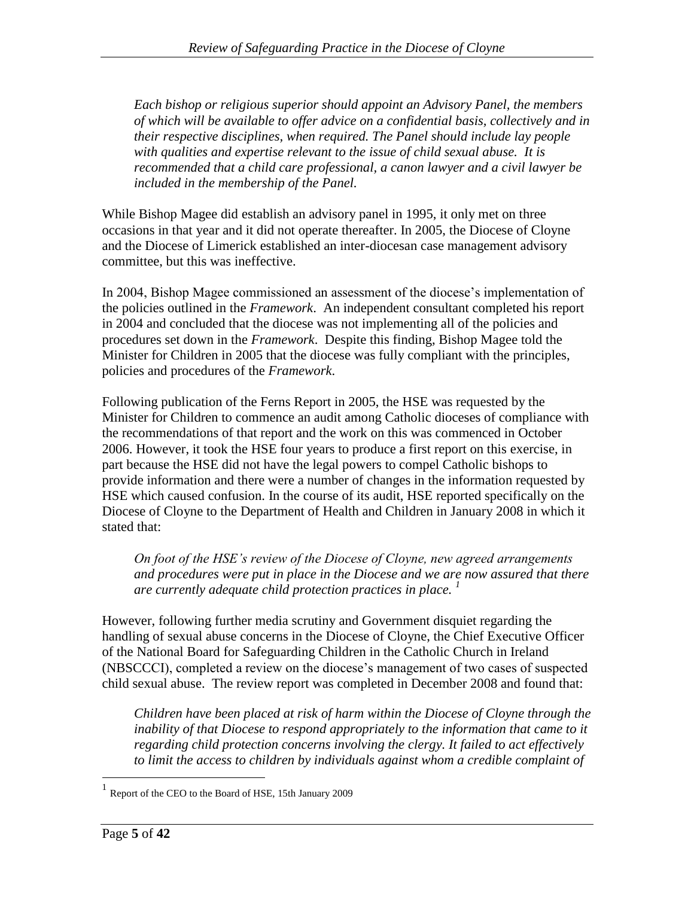> *Each bishop or religious superior should appoint an Advisory Panel, the members of which will be available to offer advice on a confidential basis, collectively and in their respective disciplines, when required. The Panel should include lay people with qualities and expertise relevant to the issue of child sexual abuse. It is recommended that a child care professional, a canon lawyer and a civil lawyer be included in the membership of the Panel.*

While Bishop Magee did establish an advisory panel in 1995, it only met on three occasions in that year and it did not operate thereafter. In 2005, the Diocese of Cloyne and the Diocese of Limerick established an inter-diocesan case management advisory committee, but this was ineffective.

In 2004, Bishop Magee commissioned an assessment of the diocese's implementation of the policies outlined in the *Framework*. An independent consultant completed his report in 2004 and concluded that the diocese was not implementing all of the policies and procedures set down in the *Framework*. Despite this finding, Bishop Magee told the Minister for Children in 2005 that the diocese was fully compliant with the principles, policies and procedures of the *Framework*.

Following publication of the Ferns Report in 2005, the HSE was requested by the Minister for Children to commence an audit among Catholic dioceses of compliance with the recommendations of that report and the work on this was commenced in October 2006. However, it took the HSE four years to produce a first report on this exercise, in part because the HSE did not have the legal powers to compel Catholic bishops to provide information and there were a number of changes in the information requested by HSE which caused confusion. In the course of its audit, HSE reported specifically on the Diocese of Cloyne to the Department of Health and Children in January 2008 in which it stated that:

> *On foot of the HSE's review of the Diocese of Cloyne, new agreed arrangements and procedures were put in place in the Diocese and we are now assured that there are currently adequate child protection practices in place.* [1]

However, following further media scrutiny and Government disquiet regarding the handling of sexual abuse concerns in the Diocese of Cloyne, the Chief Executive Officer of the National Board for Safeguarding Children in the Catholic Church in Ireland (NBSCCCI), completed a review on the diocese's management of two cases of suspected child sexual abuse. The review report was completed in December 2008 and found that:

> *Children have been placed at risk of harm within the Diocese of Cloyne through the inability of that Diocese to respond appropriately to the information that came to it regarding child protection concerns involving the clergy. It failed to act effectively to limit the access to children by individuals against whom a credible complaint of*

---

[1] Report of the CEO to the Board of HSE, 15th January 2009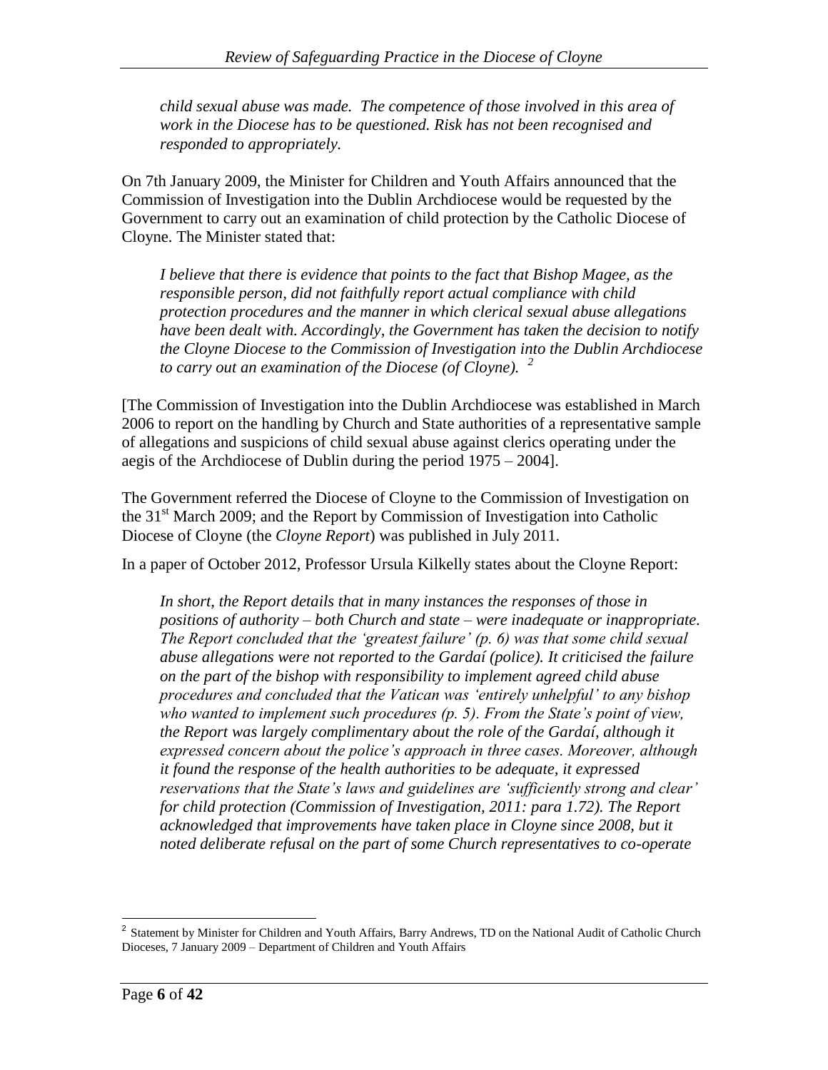*child sexual abuse was made. The competence of those involved in this area of work in the Diocese has to be questioned. Risk has not been recognised and responded to appropriately.*

On 7th January 2009, the Minister for Children and Youth Affairs announced that the Commission of Investigation into the Dublin Archdiocese would be requested by the Government to carry out an examination of child protection by the Catholic Diocese of Cloyne. The Minister stated that:

> *I believe that there is evidence that points to the fact that Bishop Magee, as the responsible person, did not faithfully report actual compliance with child protection procedures and the manner in which clerical sexual abuse allegations have been dealt with. Accordingly, the Government has taken the decision to notify the Cloyne Diocese to the Commission of Investigation into the Dublin Archdiocese to carry out an examination of the Diocese (of Cloyne).* [2]

[The Commission of Investigation into the Dublin Archdiocese was established in March 2006 to report on the handling by Church and State authorities of a representative sample of allegations and suspicions of child sexual abuse against clerics operating under the aegis of the Archdiocese of Dublin during the period 1975 – 2004].

The Government referred the Diocese of Cloyne to the Commission of Investigation on the 31st March 2009; and the Report by Commission of Investigation into Catholic Diocese of Cloyne (the *Cloyne Report*) was published in July 2011.

In a paper of October 2012, Professor Ursula Kilkelly states about the Cloyne Report:

> *In short, the Report details that in many instances the responses of those in positions of authority – both Church and state – were inadequate or inappropriate. The Report concluded that the 'greatest failure' (p. 6) was that some child sexual abuse allegations were not reported to the Gardaí (police). It criticised the failure on the part of the bishop with responsibility to implement agreed child abuse procedures and concluded that the Vatican was 'entirely unhelpful' to any bishop who wanted to implement such procedures (p. 5). From the State's point of view, the Report was largely complimentary about the role of the Gardaí, although it expressed concern about the police's approach in three cases. Moreover, although it found the response of the health authorities to be adequate, it expressed reservations that the State's laws and guidelines are 'sufficiently strong and clear' for child protection (Commission of Investigation, 2011: para 1.72). The Report acknowledged that improvements have taken place in Cloyne since 2008, but it noted deliberate refusal on the part of some Church representatives to co-operate*

---

[2] Statement by Minister for Children and Youth Affairs, Barry Andrews, TD on the National Audit of Catholic Church Dioceses, 7 January 2009 – Department of Children and Youth Affairs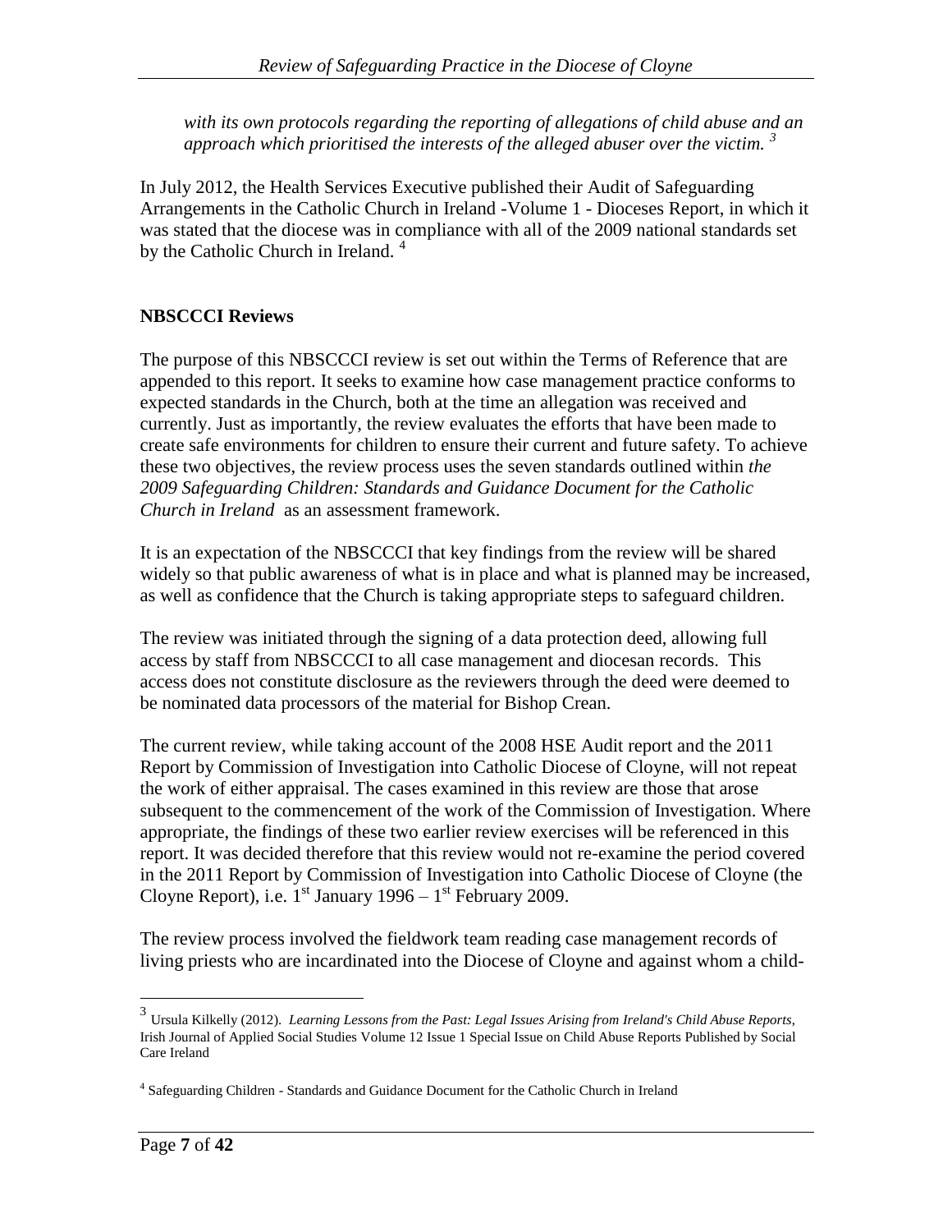*with its own protocols regarding the reporting of allegations of child abuse and an approach which prioritised the interests of the alleged abuser over the victim.* [3]

In July 2012, the Health Services Executive published their Audit of Safeguarding Arrangements in the Catholic Church in Ireland -Volume 1 - Dioceses Report, in which it was stated that the diocese was in compliance with all of the 2009 national standards set by the Catholic Church in Ireland. [4]

## NBSCCCI Reviews

The purpose of this NBSCCCI review is set out within the Terms of Reference that are appended to this report. It seeks to examine how case management practice conforms to expected standards in the Church, both at the time an allegation was received and currently. Just as importantly, the review evaluates the efforts that have been made to create safe environments for children to ensure their current and future safety. To achieve these two objectives, the review process uses the seven standards outlined within *the 2009 Safeguarding Children: Standards and Guidance Document for the Catholic Church in Ireland* as an assessment framework.

It is an expectation of the NBSCCCI that key findings from the review will be shared widely so that public awareness of what is in place and what is planned may be increased, as well as confidence that the Church is taking appropriate steps to safeguard children.

The review was initiated through the signing of a data protection deed, allowing full access by staff from NBSCCCI to all case management and diocesan records. This access does not constitute disclosure as the reviewers through the deed were deemed to be nominated data processors of the material for Bishop Crean.

The current review, while taking account of the 2008 HSE Audit report and the 2011 Report by Commission of Investigation into Catholic Diocese of Cloyne, will not repeat the work of either appraisal. The cases examined in this review are those that arose subsequent to the commencement of the work of the Commission of Investigation. Where appropriate, the findings of these two earlier review exercises will be referenced in this report. It was decided therefore that this review would not re-examine the period covered in the 2011 Report by Commission of Investigation into Catholic Diocese of Cloyne (the Cloyne Report), i.e. 1st January 1996 – 1st February 2009.

The review process involved the fieldwork team reading case management records of living priests who are incardinated into the Diocese of Cloyne and against whom a child-

---

[3] Ursula Kilkelly (2012). *Learning Lessons from the Past: Legal Issues Arising from Ireland's Child Abuse Reports*, Irish Journal of Applied Social Studies Volume 12 Issue 1 Special Issue on Child Abuse Reports Published by Social Care Ireland

[4] Safeguarding Children - Standards and Guidance Document for the Catholic Church in Ireland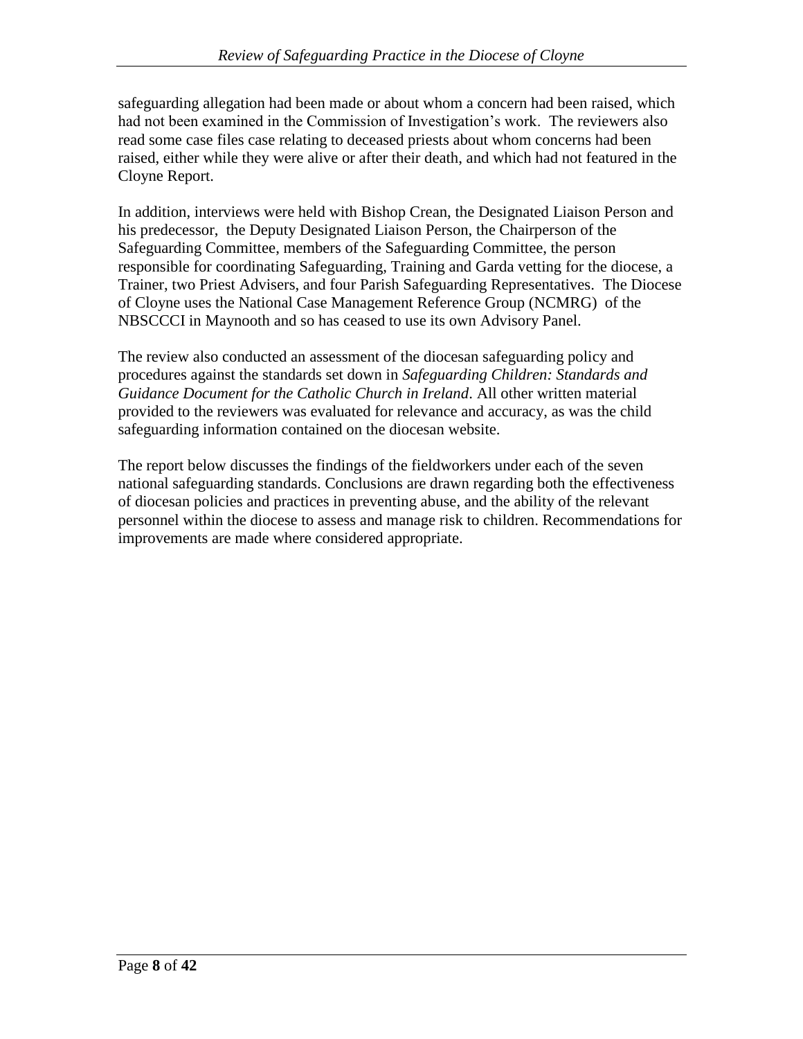safeguarding allegation had been made or about whom a concern had been raised, which had not been examined in the Commission of Investigation's work. The reviewers also read some case files case relating to deceased priests about whom concerns had been raised, either while they were alive or after their death, and which had not featured in the Cloyne Report.

In addition, interviews were held with Bishop Crean, the Designated Liaison Person and his predecessor, the Deputy Designated Liaison Person, the Chairperson of the Safeguarding Committee, members of the Safeguarding Committee, the person responsible for coordinating Safeguarding, Training and Garda vetting for the diocese, a Trainer, two Priest Advisers, and four Parish Safeguarding Representatives. The Diocese of Cloyne uses the National Case Management Reference Group (NCMRG) of the NBSCCCI in Maynooth and so has ceased to use its own Advisory Panel.

The review also conducted an assessment of the diocesan safeguarding policy and procedures against the standards set down in *Safeguarding Children: Standards and Guidance Document for the Catholic Church in Ireland*. All other written material provided to the reviewers was evaluated for relevance and accuracy, as was the child safeguarding information contained on the diocesan website.

The report below discusses the findings of the fieldworkers under each of the seven national safeguarding standards. Conclusions are drawn regarding both the effectiveness of diocesan policies and practices in preventing abuse, and the ability of the relevant personnel within the diocese to assess and manage risk to children. Recommendations for improvements are made where considered appropriate.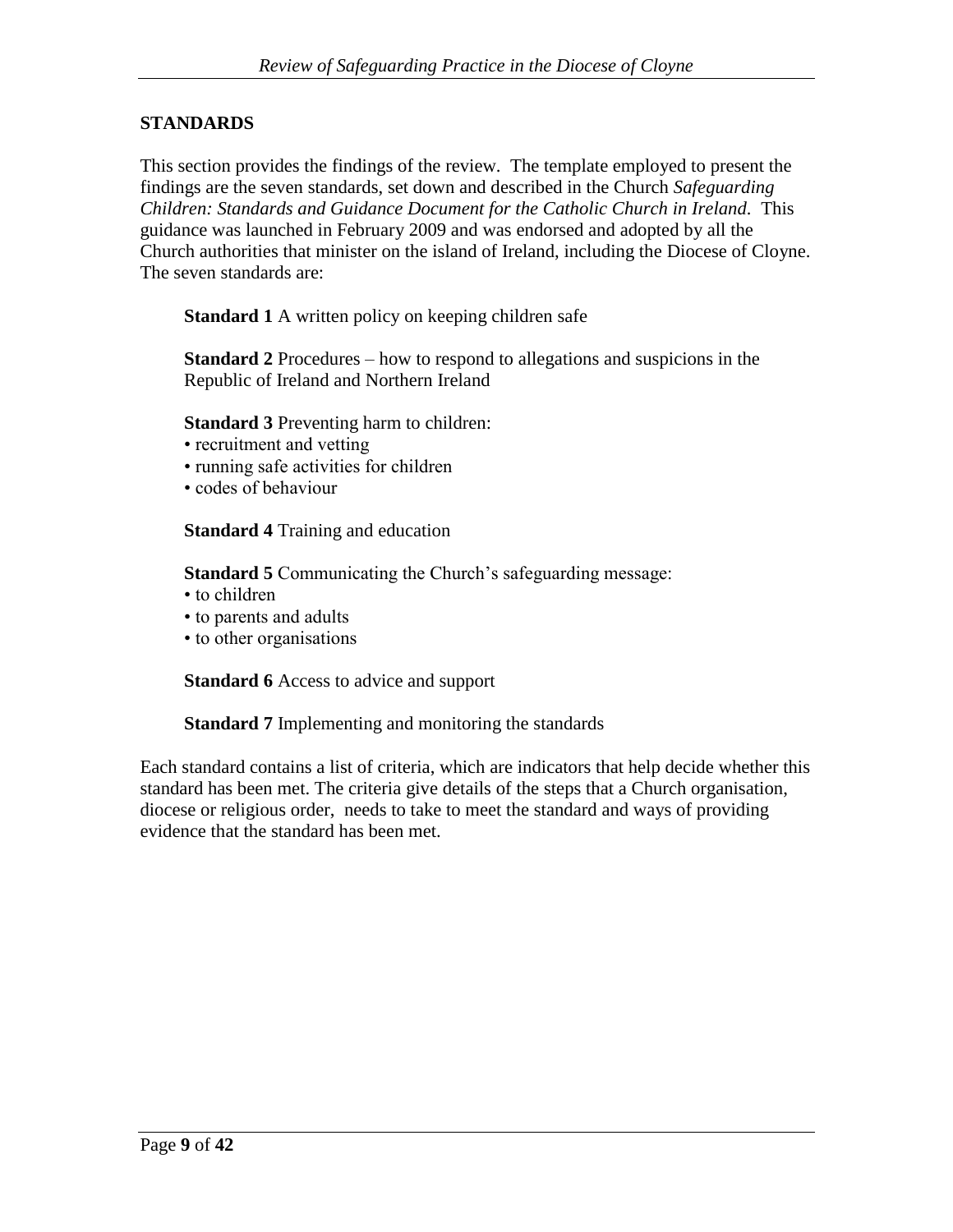## STANDARDS

This section provides the findings of the review. The template employed to present the findings are the seven standards, set down and described in the Church *Safeguarding Children: Standards and Guidance Document for the Catholic Church in Ireland*. This guidance was launched in February 2009 and was endorsed and adopted by all the Church authorities that minister on the island of Ireland, including the Diocese of Cloyne. The seven standards are:

**Standard 1** A written policy on keeping children safe

**Standard 2** Procedures – how to respond to allegations and suspicions in the Republic of Ireland and Northern Ireland

**Standard 3** Preventing harm to children:
- recruitment and vetting
- running safe activities for children
- codes of behaviour

**Standard 4** Training and education

**Standard 5** Communicating the Church's safeguarding message:
- to children
- to parents and adults
- to other organisations

**Standard 6** Access to advice and support

**Standard 7** Implementing and monitoring the standards

Each standard contains a list of criteria, which are indicators that help decide whether this standard has been met. The criteria give details of the steps that a Church organisation, diocese or religious order, needs to take to meet the standard and ways of providing evidence that the standard has been met.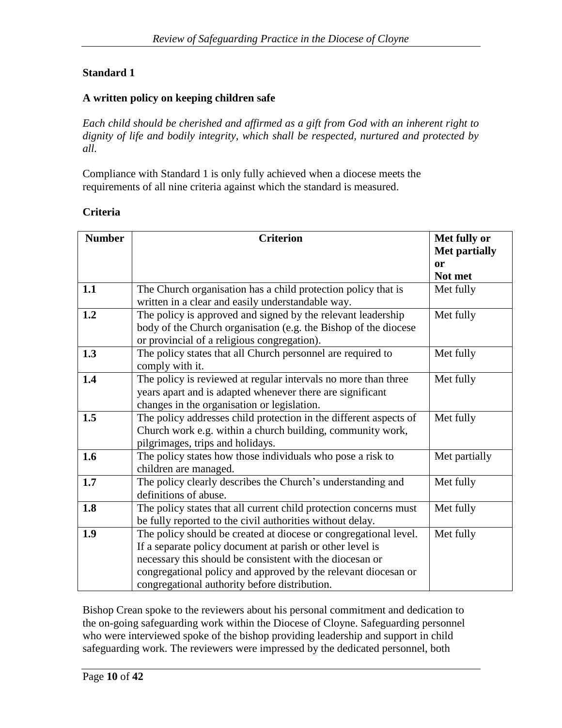**Standard 1**

**A written policy on keeping children safe**

*Each child should be cherished and affirmed as a gift from God with an inherent right to dignity of life and bodily integrity, which shall be respected, nurtured and protected by all.*

Compliance with Standard 1 is only fully achieved when a diocese meets the requirements of all nine criteria against which the standard is measured.

**Criteria**

| Number | Criterion | Met fully or Met partially or Not met |
|---|---|---|
| **1.1** | The Church organisation has a child protection policy that is written in a clear and easily understandable way. | Met fully |
| **1.2** | The policy is approved and signed by the relevant leadership body of the Church organisation (e.g. the Bishop of the diocese or provincial of a religious congregation). | Met fully |
| **1.3** | The policy states that all Church personnel are required to comply with it. | Met fully |
| **1.4** | The policy is reviewed at regular intervals no more than three years apart and is adapted whenever there are significant changes in the organisation or legislation. | Met fully |
| **1.5** | The policy addresses child protection in the different aspects of Church work e.g. within a church building, community work, pilgrimages, trips and holidays. | Met fully |
| **1.6** | The policy states how those individuals who pose a risk to children are managed. | Met partially |
| **1.7** | The policy clearly describes the Church's understanding and definitions of abuse. | Met fully |
| **1.8** | The policy states that all current child protection concerns must be fully reported to the civil authorities without delay. | Met fully |
| **1.9** | The policy should be created at diocese or congregational level. If a separate policy document at parish or other level is necessary this should be consistent with the diocesan or congregational policy and approved by the relevant diocesan or congregational authority before distribution. | Met fully |

Bishop Crean spoke to the reviewers about his personal commitment and dedication to the on-going safeguarding work within the Diocese of Cloyne. Safeguarding personnel who were interviewed spoke of the bishop providing leadership and support in child safeguarding work. The reviewers were impressed by the dedicated personnel, both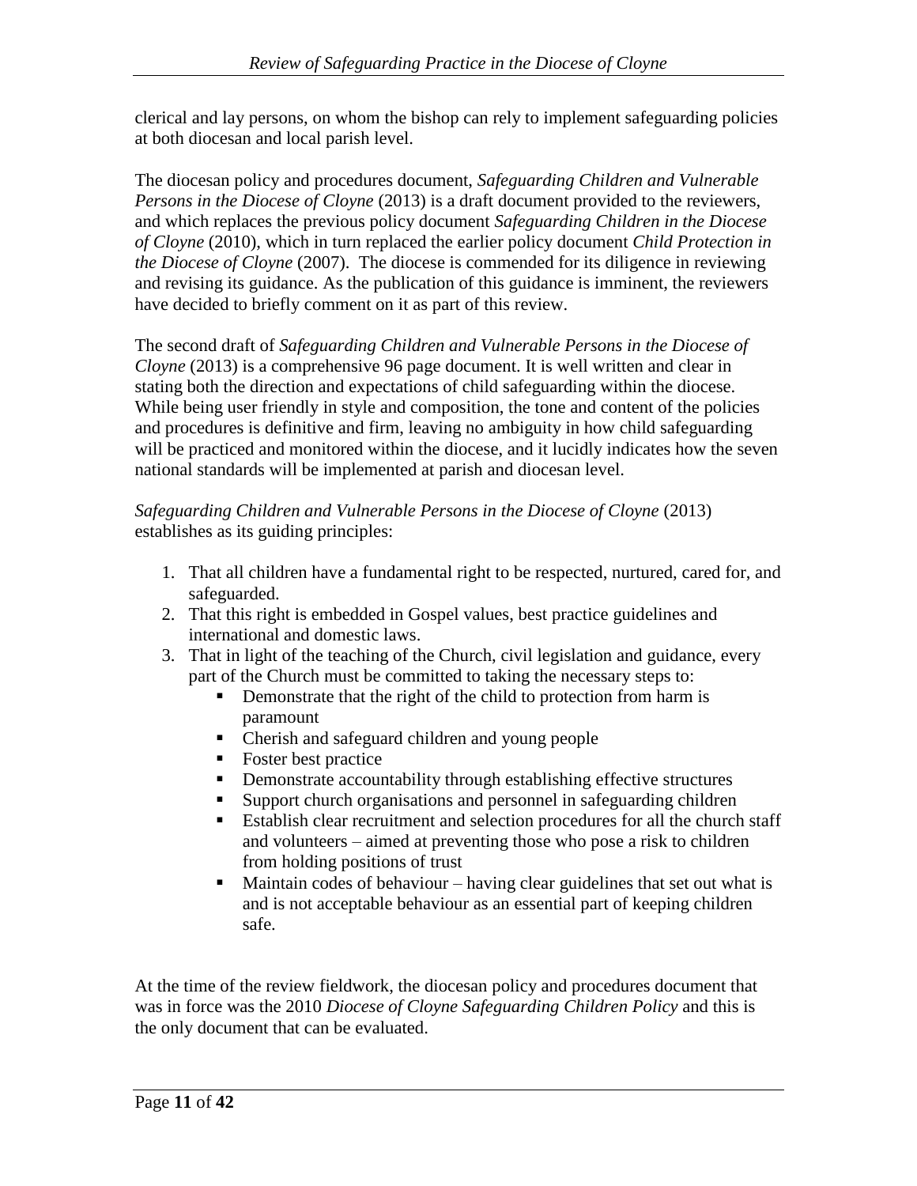clerical and lay persons, on whom the bishop can rely to implement safeguarding policies at both diocesan and local parish level.

The diocesan policy and procedures document, *Safeguarding Children and Vulnerable Persons in the Diocese of Cloyne* (2013) is a draft document provided to the reviewers, and which replaces the previous policy document *Safeguarding Children in the Diocese of Cloyne* (2010), which in turn replaced the earlier policy document *Child Protection in the Diocese of Cloyne* (2007). The diocese is commended for its diligence in reviewing and revising its guidance. As the publication of this guidance is imminent, the reviewers have decided to briefly comment on it as part of this review.

The second draft of *Safeguarding Children and Vulnerable Persons in the Diocese of Cloyne* (2013) is a comprehensive 96 page document. It is well written and clear in stating both the direction and expectations of child safeguarding within the diocese. While being user friendly in style and composition, the tone and content of the policies and procedures is definitive and firm, leaving no ambiguity in how child safeguarding will be practiced and monitored within the diocese, and it lucidly indicates how the seven national standards will be implemented at parish and diocesan level.

*Safeguarding Children and Vulnerable Persons in the Diocese of Cloyne* (2013) establishes as its guiding principles:

1. That all children have a fundamental right to be respected, nurtured, cared for, and safeguarded.
2. That this right is embedded in Gospel values, best practice guidelines and international and domestic laws.
3. That in light of the teaching of the Church, civil legislation and guidance, every part of the Church must be committed to taking the necessary steps to:
   - Demonstrate that the right of the child to protection from harm is paramount
   - Cherish and safeguard children and young people
   - Foster best practice
   - Demonstrate accountability through establishing effective structures
   - Support church organisations and personnel in safeguarding children
   - Establish clear recruitment and selection procedures for all the church staff and volunteers – aimed at preventing those who pose a risk to children from holding positions of trust
   - Maintain codes of behaviour – having clear guidelines that set out what is and is not acceptable behaviour as an essential part of keeping children safe.

At the time of the review fieldwork, the diocesan policy and procedures document that was in force was the 2010 *Diocese of Cloyne Safeguarding Children Policy* and this is the only document that can be evaluated.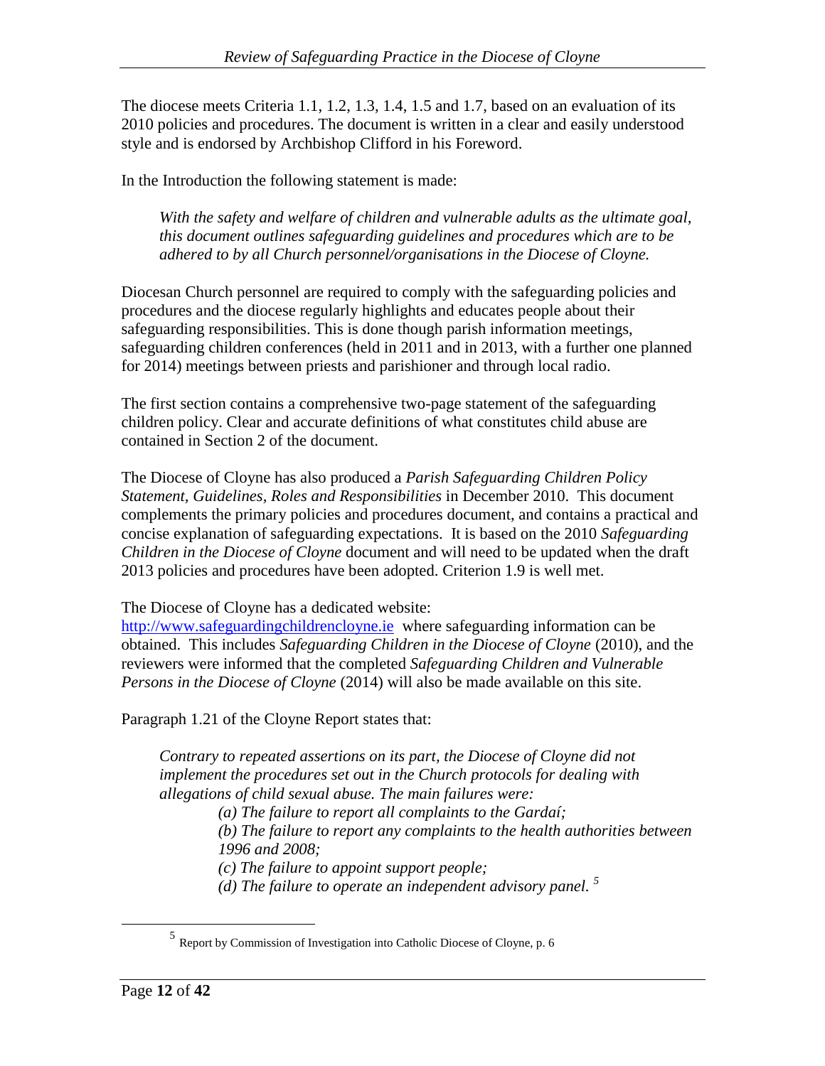The diocese meets Criteria 1.1, 1.2, 1.3, 1.4, 1.5 and 1.7, based on an evaluation of its 2010 policies and procedures. The document is written in a clear and easily understood style and is endorsed by Archbishop Clifford in his Foreword.

In the Introduction the following statement is made:

> *With the safety and welfare of children and vulnerable adults as the ultimate goal, this document outlines safeguarding guidelines and procedures which are to be adhered to by all Church personnel/organisations in the Diocese of Cloyne.*

Diocesan Church personnel are required to comply with the safeguarding policies and procedures and the diocese regularly highlights and educates people about their safeguarding responsibilities. This is done though parish information meetings, safeguarding children conferences (held in 2011 and in 2013, with a further one planned for 2014) meetings between priests and parishioner and through local radio.

The first section contains a comprehensive two-page statement of the safeguarding children policy. Clear and accurate definitions of what constitutes child abuse are contained in Section 2 of the document.

The Diocese of Cloyne has also produced a *Parish Safeguarding Children Policy Statement, Guidelines, Roles and Responsibilities* in December 2010. This document complements the primary policies and procedures document, and contains a practical and concise explanation of safeguarding expectations. It is based on the 2010 *Safeguarding Children in the Diocese of Cloyne* document and will need to be updated when the draft 2013 policies and procedures have been adopted. Criterion 1.9 is well met.

The Diocese of Cloyne has a dedicated website: [http://www.safeguardingchildrencloyne.ie](http://www.safeguardingchildrencloyne.ie) where safeguarding information can be obtained. This includes *Safeguarding Children in the Diocese of Cloyne* (2010), and the reviewers were informed that the completed *Safeguarding Children and Vulnerable Persons in the Diocese of Cloyne* (2014) will also be made available on this site.

Paragraph 1.21 of the Cloyne Report states that:

> *Contrary to repeated assertions on its part, the Diocese of Cloyne did not implement the procedures set out in the Church protocols for dealing with allegations of child sexual abuse. The main failures were:*
>
> *(a) The failure to report all complaints to the Gardaí;*
>
> *(b) The failure to report any complaints to the health authorities between 1996 and 2008;*
>
> *(c) The failure to appoint support people;*
>
> *(d) The failure to operate an independent advisory panel.* [5]

[5] Report by Commission of Investigation into Catholic Diocese of Cloyne, p. 6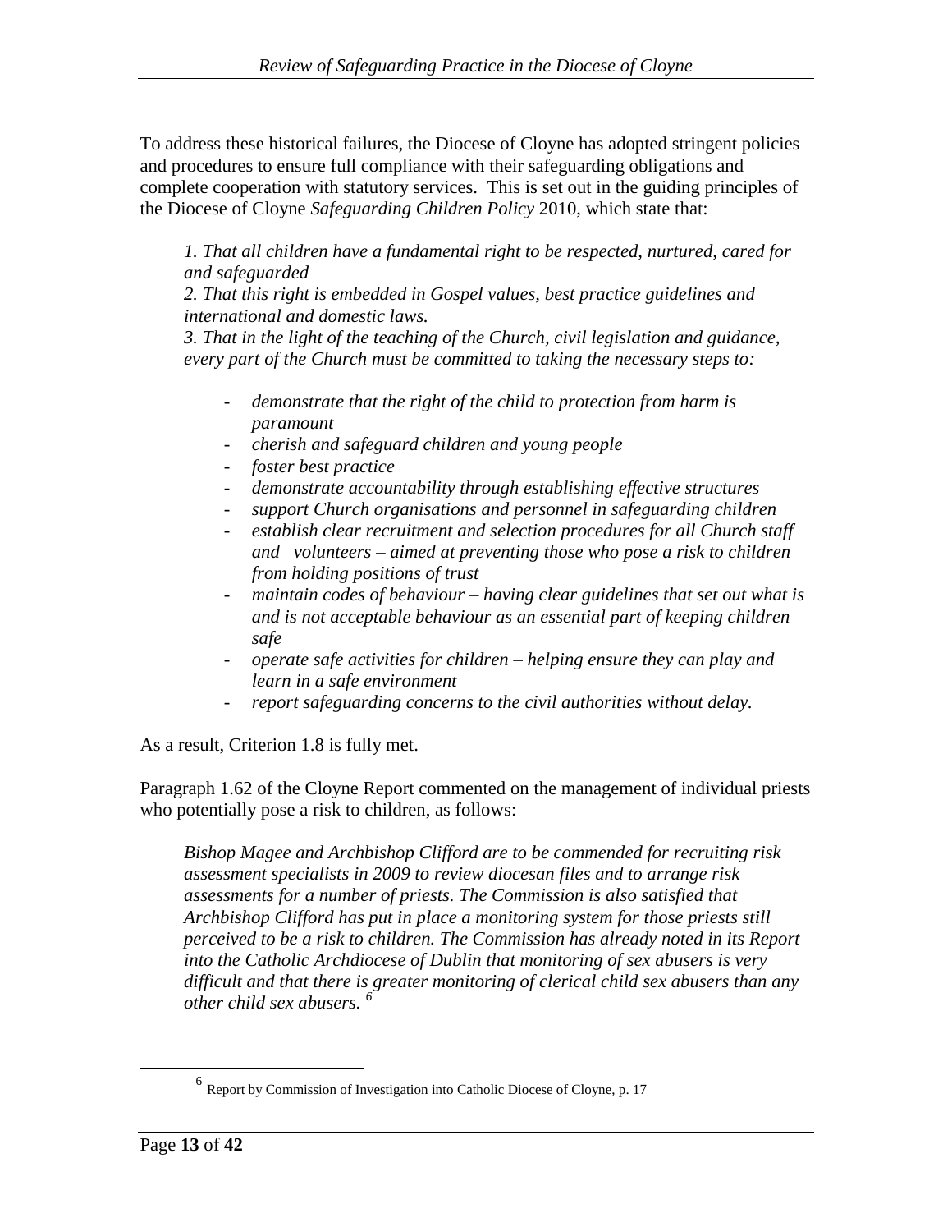To address these historical failures, the Diocese of Cloyne has adopted stringent policies and procedures to ensure full compliance with their safeguarding obligations and complete cooperation with statutory services. This is set out in the guiding principles of the Diocese of Cloyne *Safeguarding Children Policy* 2010, which state that:

> *1. That all children have a fundamental right to be respected, nurtured, cared for and safeguarded*
> *2. That this right is embedded in Gospel values, best practice guidelines and international and domestic laws.*
> *3. That in the light of the teaching of the Church, civil legislation and guidance, every part of the Church must be committed to taking the necessary steps to:*
>
> - *demonstrate that the right of the child to protection from harm is paramount*
> - *cherish and safeguard children and young people*
> - *foster best practice*
> - *demonstrate accountability through establishing effective structures*
> - *support Church organisations and personnel in safeguarding children*
> - *establish clear recruitment and selection procedures for all Church staff and volunteers – aimed at preventing those who pose a risk to children from holding positions of trust*
> - *maintain codes of behaviour – having clear guidelines that set out what is and is not acceptable behaviour as an essential part of keeping children safe*
> - *operate safe activities for children – helping ensure they can play and learn in a safe environment*
> - *report safeguarding concerns to the civil authorities without delay.*

As a result, Criterion 1.8 is fully met.

Paragraph 1.62 of the Cloyne Report commented on the management of individual priests who potentially pose a risk to children, as follows:

> *Bishop Magee and Archbishop Clifford are to be commended for recruiting risk assessment specialists in 2009 to review diocesan files and to arrange risk assessments for a number of priests. The Commission is also satisfied that Archbishop Clifford has put in place a monitoring system for those priests still perceived to be a risk to children. The Commission has already noted in its Report into the Catholic Archdiocese of Dublin that monitoring of sex abusers is very difficult and that there is greater monitoring of clerical child sex abusers than any other child sex abusers.* [6]

[6] Report by Commission of Investigation into Catholic Diocese of Cloyne, p. 17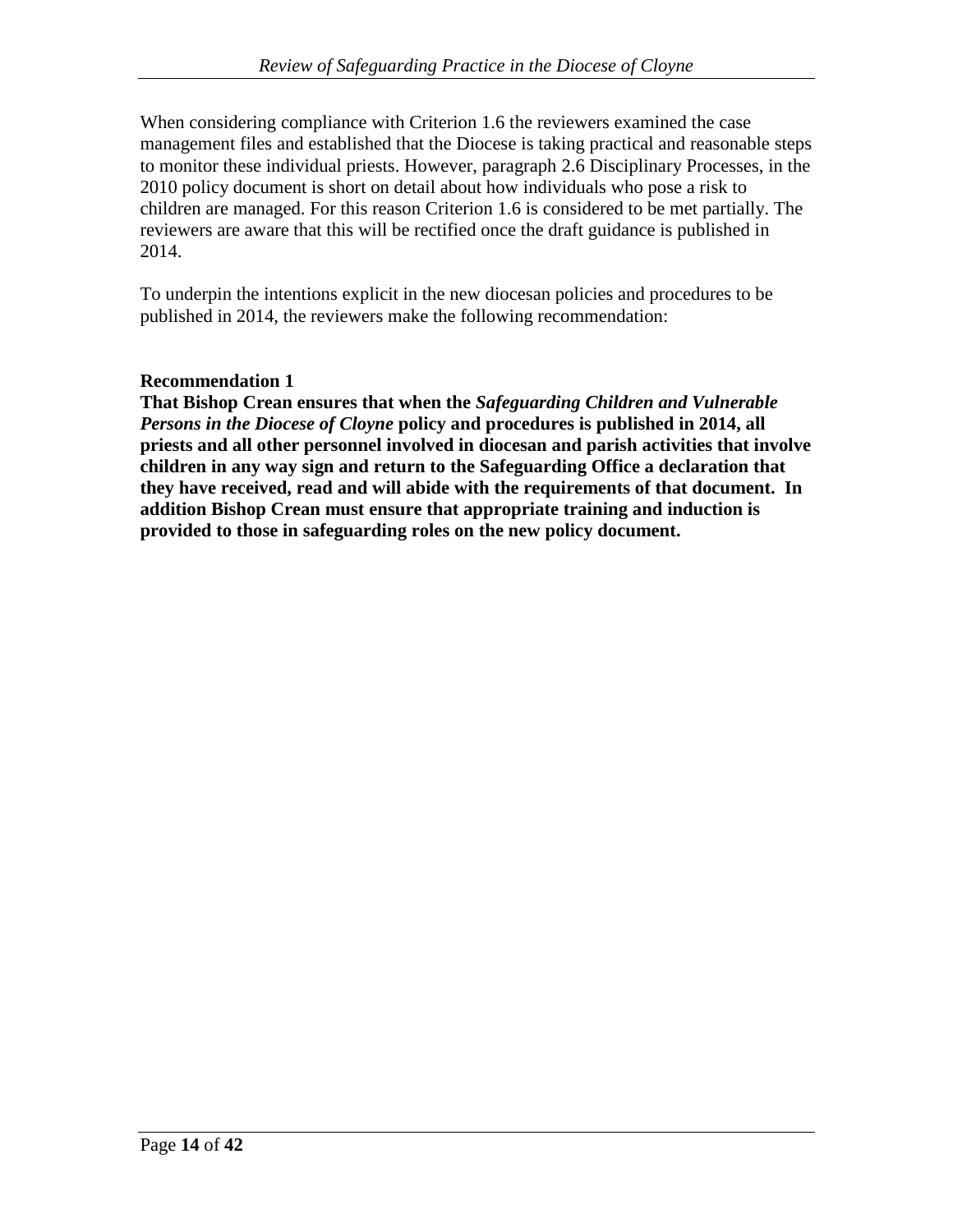When considering compliance with Criterion 1.6 the reviewers examined the case management files and established that the Diocese is taking practical and reasonable steps to monitor these individual priests. However, paragraph 2.6 Disciplinary Processes, in the 2010 policy document is short on detail about how individuals who pose a risk to children are managed. For this reason Criterion 1.6 is considered to be met partially. The reviewers are aware that this will be rectified once the draft guidance is published in 2014.

To underpin the intentions explicit in the new diocesan policies and procedures to be published in 2014, the reviewers make the following recommendation:

**Recommendation 1**
**That Bishop Crean ensures that when the *Safeguarding Children and Vulnerable Persons in the Diocese of Cloyne* policy and procedures is published in 2014, all priests and all other personnel involved in diocesan and parish activities that involve children in any way sign and return to the Safeguarding Office a declaration that they have received, read and will abide with the requirements of that document. In addition Bishop Crean must ensure that appropriate training and induction is provided to those in safeguarding roles on the new policy document.**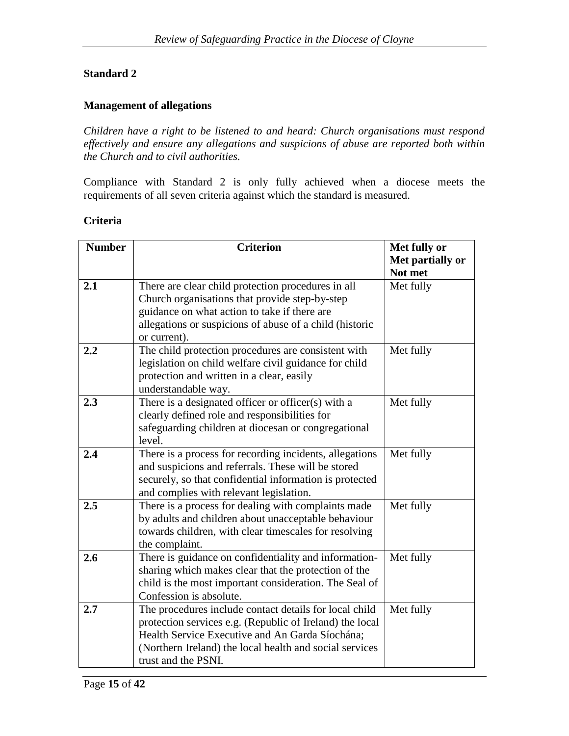## Standard 2

### Management of allegations

*Children have a right to be listened to and heard: Church organisations must respond effectively and ensure any allegations and suspicions of abuse are reported both within the Church and to civil authorities.*

Compliance with Standard 2 is only fully achieved when a diocese meets the requirements of all seven criteria against which the standard is measured.

**Criteria**

| Number | Criterion | Met fully or Met partially or Not met |
|---|---|---|
| **2.1** | There are clear child protection procedures in all Church organisations that provide step-by-step guidance on what action to take if there are allegations or suspicions of abuse of a child (historic or current). | Met fully |
| **2.2** | The child protection procedures are consistent with legislation on child welfare civil guidance for child protection and written in a clear, easily understandable way. | Met fully |
| **2.3** | There is a designated officer or officer(s) with a clearly defined role and responsibilities for safeguarding children at diocesan or congregational level. | Met fully |
| **2.4** | There is a process for recording incidents, allegations and suspicions and referrals. These will be stored securely, so that confidential information is protected and complies with relevant legislation. | Met fully |
| **2.5** | There is a process for dealing with complaints made by adults and children about unacceptable behaviour towards children, with clear timescales for resolving the complaint. | Met fully |
| **2.6** | There is guidance on confidentiality and information-sharing which makes clear that the protection of the child is the most important consideration. The Seal of Confession is absolute. | Met fully |
| **2.7** | The procedures include contact details for local child protection services e.g. (Republic of Ireland) the local Health Service Executive and An Garda Síochána; (Northern Ireland) the local health and social services trust and the PSNI. | Met fully |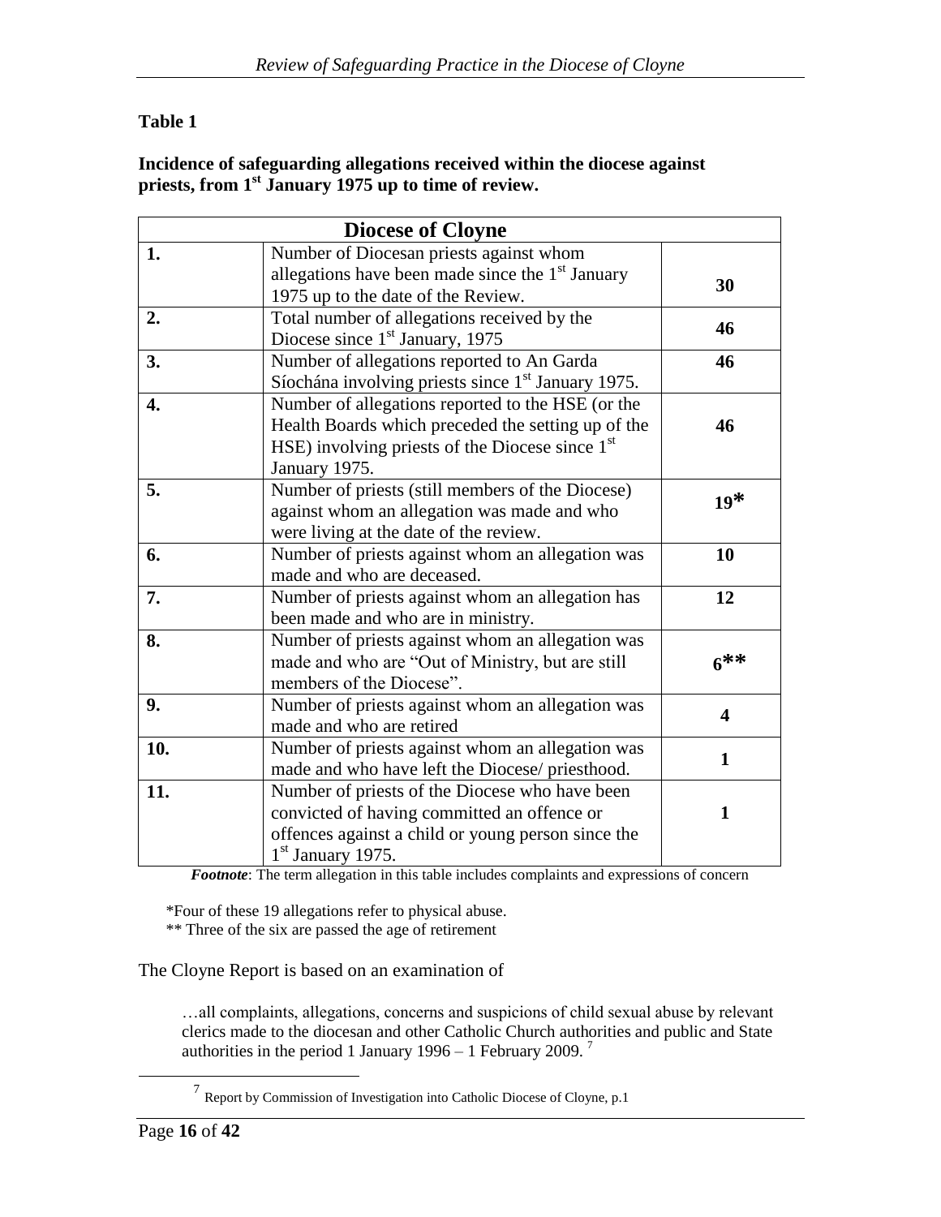**Table 1**

**Incidence of safeguarding allegations received within the diocese against priests, from 1st January 1975 up to time of review.**

| **Diocese of Cloyne** | | |
|---|---|---|
| **1.** | Number of Diocesan priests against whom allegations have been made since the 1st January 1975 up to the date of the Review. | **30** |
| **2.** | Total number of allegations received by the Diocese since 1st January, 1975 | **46** |
| **3.** | Number of allegations reported to An Garda Síochána involving priests since 1st January 1975. | **46** |
| **4.** | Number of allegations reported to the HSE (or the Health Boards which preceded the setting up of the HSE) involving priests of the Diocese since 1st January 1975. | **46** |
| **5.** | Number of priests (still members of the Diocese) against whom an allegation was made and who were living at the date of the review. | **19*** |
| **6.** | Number of priests against whom an allegation was made and who are deceased. | **10** |
| **7.** | Number of priests against whom an allegation has been made and who are in ministry. | **12** |
| **8.** | Number of priests against whom an allegation was made and who are "Out of Ministry, but are still members of the Diocese". | **6**** |
| **9.** | Number of priests against whom an allegation was made and who are retired | **4** |
| **10.** | Number of priests against whom an allegation was made and who have left the Diocese/ priesthood. | **1** |
| **11.** | Number of priests of the Diocese who have been convicted of having committed an offence or offences against a child or young person since the 1st January 1975. | **1** |

***Footnote***: The term allegation in this table includes complaints and expressions of concern

*Four of these 19 allegations refer to physical abuse.
** Three of the six are passed the age of retirement

The Cloyne Report is based on an examination of

> …all complaints, allegations, concerns and suspicions of child sexual abuse by relevant clerics made to the diocesan and other Catholic Church authorities and public and State authorities in the period 1 January 1996 – 1 February 2009. [7]

[7] Report by Commission of Investigation into Catholic Diocese of Cloyne, p.1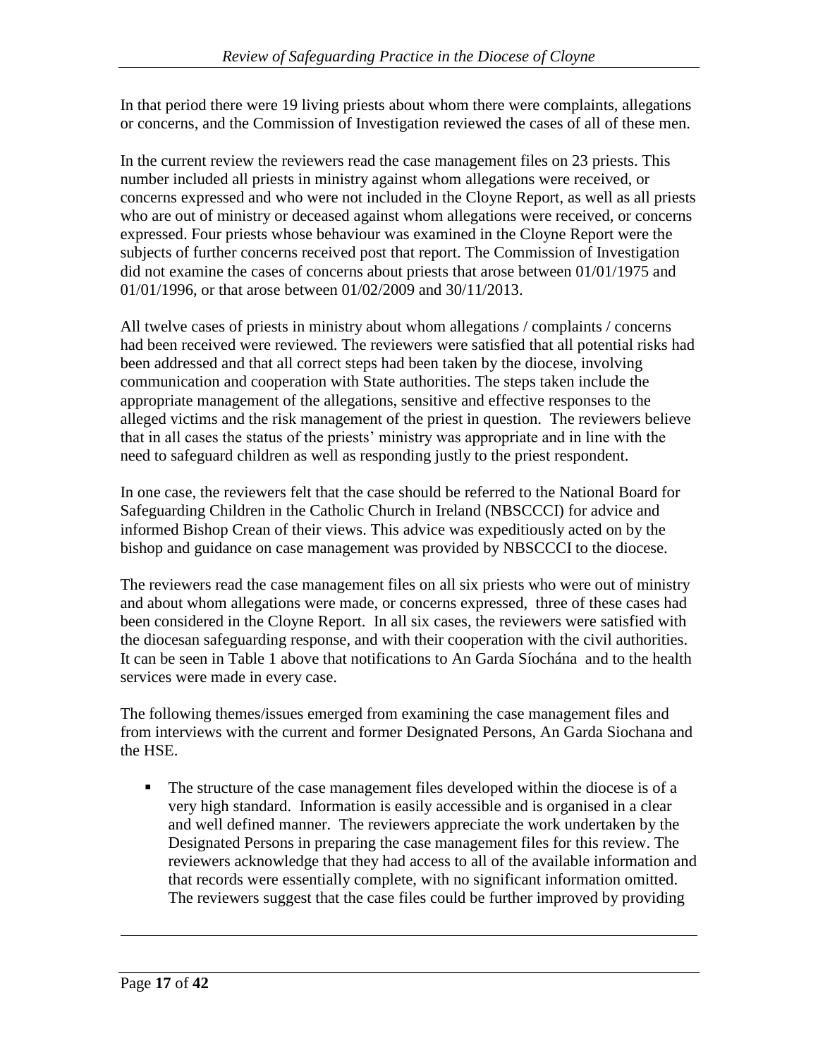In that period there were 19 living priests about whom there were complaints, allegations or concerns, and the Commission of Investigation reviewed the cases of all of these men.

In the current review the reviewers read the case management files on 23 priests. This number included all priests in ministry against whom allegations were received, or concerns expressed and who were not included in the Cloyne Report, as well as all priests who are out of ministry or deceased against whom allegations were received, or concerns expressed. Four priests whose behaviour was examined in the Cloyne Report were the subjects of further concerns received post that report. The Commission of Investigation did not examine the cases of concerns about priests that arose between 01/01/1975 and 01/01/1996, or that arose between 01/02/2009 and 30/11/2013.

All twelve cases of priests in ministry about whom allegations / complaints / concerns had been received were reviewed. The reviewers were satisfied that all potential risks had been addressed and that all correct steps had been taken by the diocese, involving communication and cooperation with State authorities. The steps taken include the appropriate management of the allegations, sensitive and effective responses to the alleged victims and the risk management of the priest in question. The reviewers believe that in all cases the status of the priests' ministry was appropriate and in line with the need to safeguard children as well as responding justly to the priest respondent.

In one case, the reviewers felt that the case should be referred to the National Board for Safeguarding Children in the Catholic Church in Ireland (NBSCCCI) for advice and informed Bishop Crean of their views. This advice was expeditiously acted on by the bishop and guidance on case management was provided by NBSCCCI to the diocese.

The reviewers read the case management files on all six priests who were out of ministry and about whom allegations were made, or concerns expressed, three of these cases had been considered in the Cloyne Report. In all six cases, the reviewers were satisfied with the diocesan safeguarding response, and with their cooperation with the civil authorities. It can be seen in Table 1 above that notifications to An Garda Síochána and to the health services were made in every case.

The following themes/issues emerged from examining the case management files and from interviews with the current and former Designated Persons, An Garda Siochana and the HSE.

- The structure of the case management files developed within the diocese is of a very high standard. Information is easily accessible and is organised in a clear and well defined manner. The reviewers appreciate the work undertaken by the Designated Persons in preparing the case management files for this review. The reviewers acknowledge that they had access to all of the available information and that records were essentially complete, with no significant information omitted. The reviewers suggest that the case files could be further improved by providing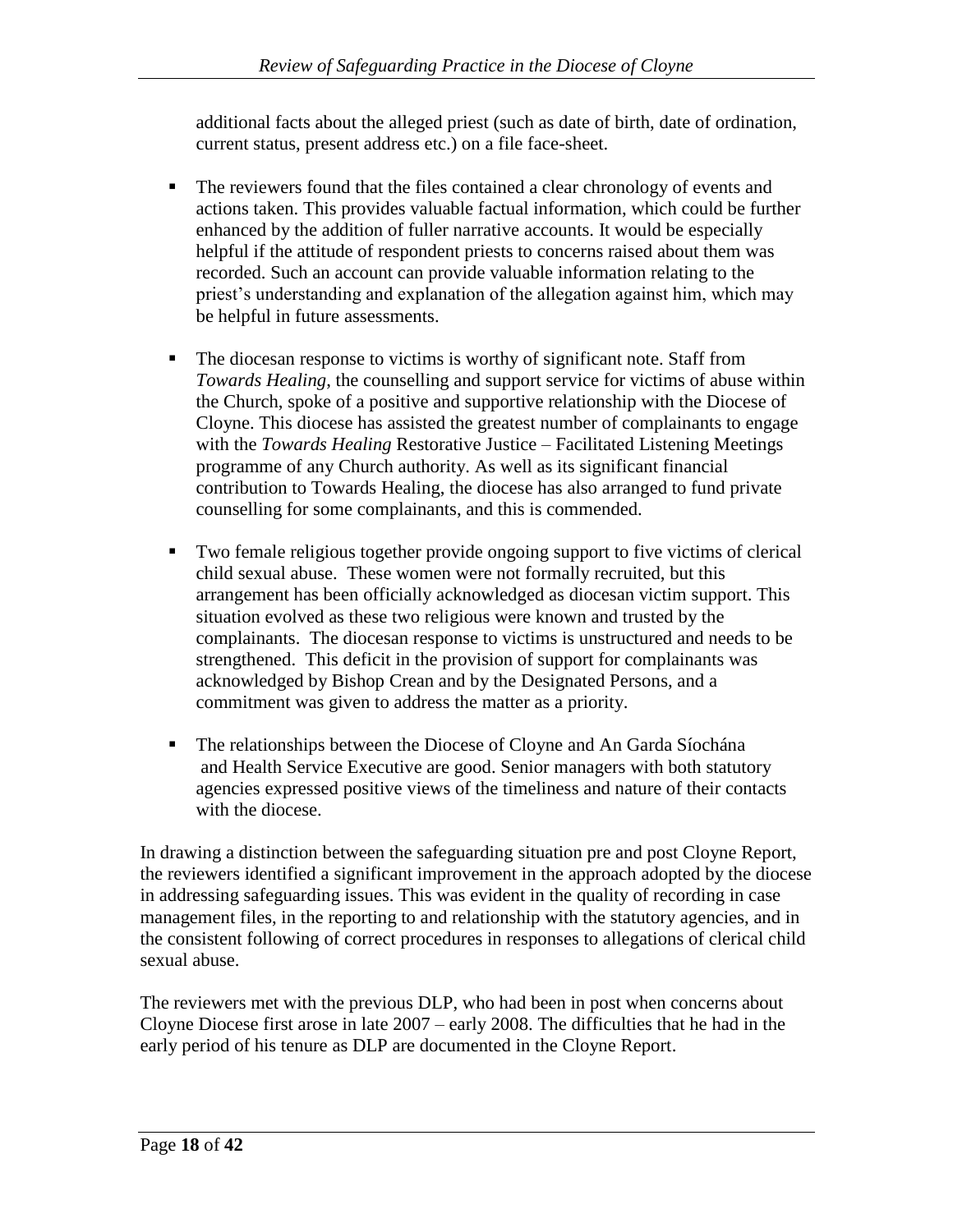additional facts about the alleged priest (such as date of birth, date of ordination, current status, present address etc.) on a file face-sheet.

- The reviewers found that the files contained a clear chronology of events and actions taken. This provides valuable factual information, which could be further enhanced by the addition of fuller narrative accounts. It would be especially helpful if the attitude of respondent priests to concerns raised about them was recorded. Such an account can provide valuable information relating to the priest's understanding and explanation of the allegation against him, which may be helpful in future assessments.

- The diocesan response to victims is worthy of significant note. Staff from *Towards Healing*, the counselling and support service for victims of abuse within the Church, spoke of a positive and supportive relationship with the Diocese of Cloyne. This diocese has assisted the greatest number of complainants to engage with the *Towards Healing* Restorative Justice – Facilitated Listening Meetings programme of any Church authority. As well as its significant financial contribution to Towards Healing, the diocese has also arranged to fund private counselling for some complainants, and this is commended.

- Two female religious together provide ongoing support to five victims of clerical child sexual abuse. These women were not formally recruited, but this arrangement has been officially acknowledged as diocesan victim support. This situation evolved as these two religious were known and trusted by the complainants. The diocesan response to victims is unstructured and needs to be strengthened. This deficit in the provision of support for complainants was acknowledged by Bishop Crean and by the Designated Persons, and a commitment was given to address the matter as a priority.

- The relationships between the Diocese of Cloyne and An Garda Síochána and Health Service Executive are good. Senior managers with both statutory agencies expressed positive views of the timeliness and nature of their contacts with the diocese.

In drawing a distinction between the safeguarding situation pre and post Cloyne Report, the reviewers identified a significant improvement in the approach adopted by the diocese in addressing safeguarding issues. This was evident in the quality of recording in case management files, in the reporting to and relationship with the statutory agencies, and in the consistent following of correct procedures in responses to allegations of clerical child sexual abuse.

The reviewers met with the previous DLP, who had been in post when concerns about Cloyne Diocese first arose in late 2007 – early 2008. The difficulties that he had in the early period of his tenure as DLP are documented in the Cloyne Report.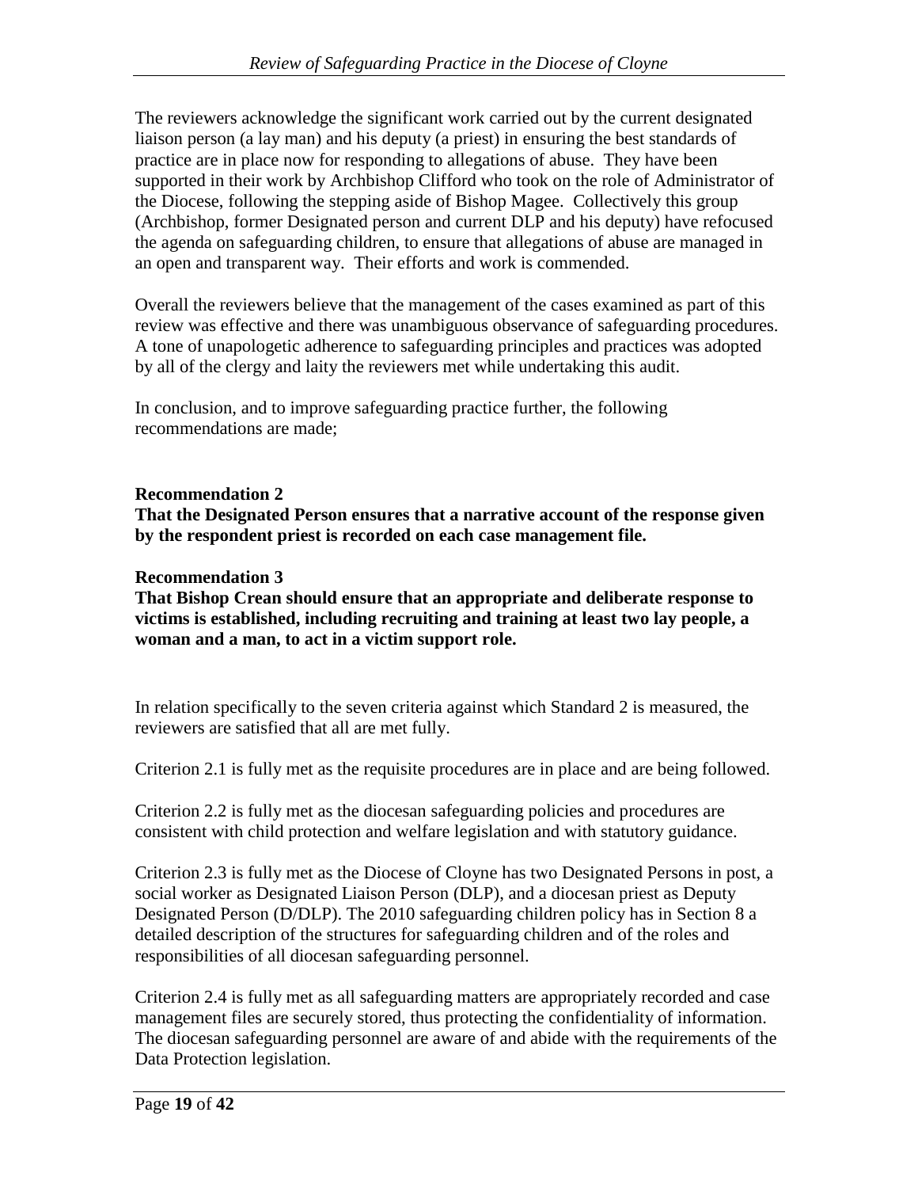The reviewers acknowledge the significant work carried out by the current designated liaison person (a lay man) and his deputy (a priest) in ensuring the best standards of practice are in place now for responding to allegations of abuse. They have been supported in their work by Archbishop Clifford who took on the role of Administrator of the Diocese, following the stepping aside of Bishop Magee. Collectively this group (Archbishop, former Designated person and current DLP and his deputy) have refocused the agenda on safeguarding children, to ensure that allegations of abuse are managed in an open and transparent way. Their efforts and work is commended.

Overall the reviewers believe that the management of the cases examined as part of this review was effective and there was unambiguous observance of safeguarding procedures. A tone of unapologetic adherence to safeguarding principles and practices was adopted by all of the clergy and laity the reviewers met while undertaking this audit.

In conclusion, and to improve safeguarding practice further, the following recommendations are made;

**Recommendation 2**
**That the Designated Person ensures that a narrative account of the response given by the respondent priest is recorded on each case management file.**

**Recommendation 3**
**That Bishop Crean should ensure that an appropriate and deliberate response to victims is established, including recruiting and training at least two lay people, a woman and a man, to act in a victim support role.**

In relation specifically to the seven criteria against which Standard 2 is measured, the reviewers are satisfied that all are met fully.

Criterion 2.1 is fully met as the requisite procedures are in place and are being followed.

Criterion 2.2 is fully met as the diocesan safeguarding policies and procedures are consistent with child protection and welfare legislation and with statutory guidance.

Criterion 2.3 is fully met as the Diocese of Cloyne has two Designated Persons in post, a social worker as Designated Liaison Person (DLP), and a diocesan priest as Deputy Designated Person (D/DLP). The 2010 safeguarding children policy has in Section 8 a detailed description of the structures for safeguarding children and of the roles and responsibilities of all diocesan safeguarding personnel.

Criterion 2.4 is fully met as all safeguarding matters are appropriately recorded and case management files are securely stored, thus protecting the confidentiality of information. The diocesan safeguarding personnel are aware of and abide with the requirements of the Data Protection legislation.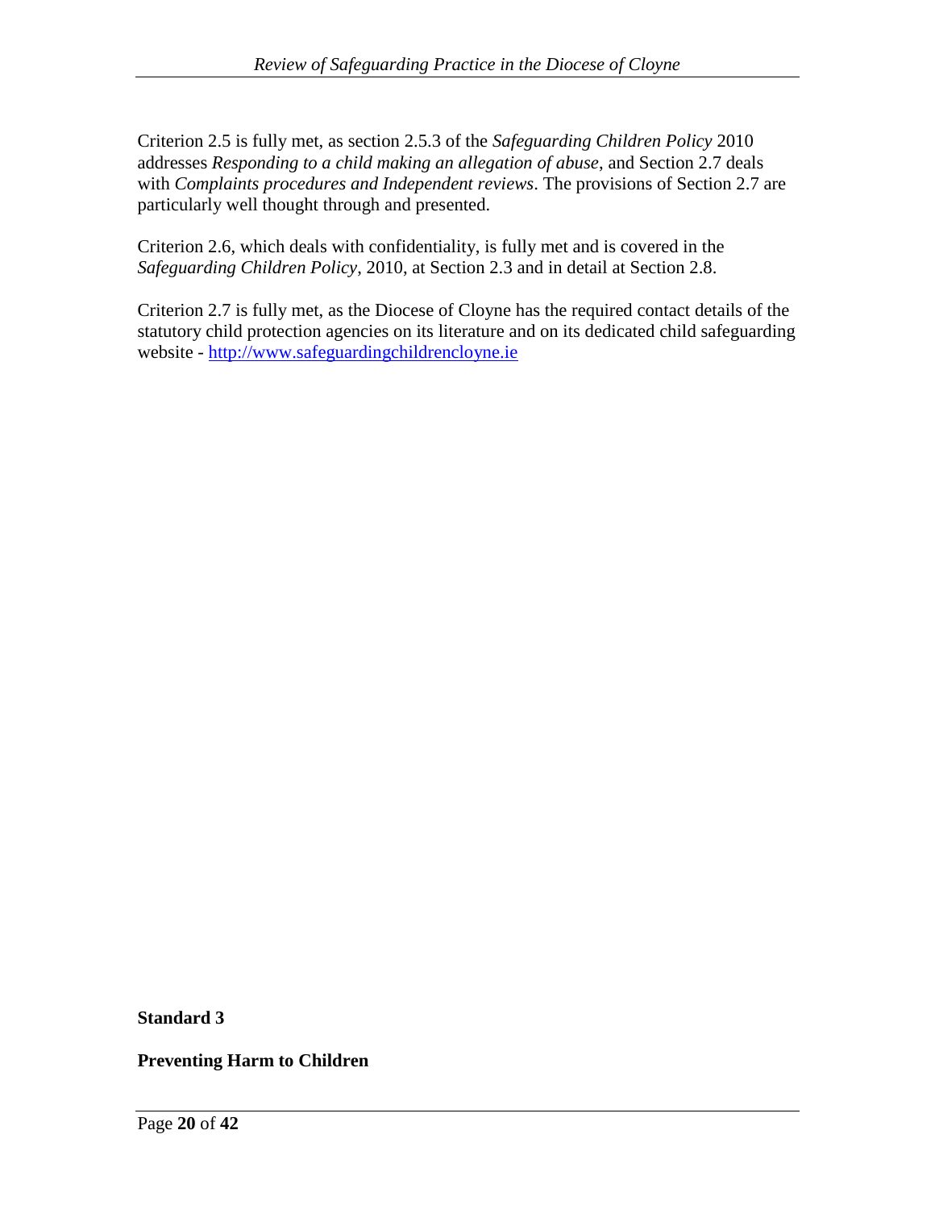Criterion 2.5 is fully met, as section 2.5.3 of the *Safeguarding Children Policy* 2010 addresses *Responding to a child making an allegation of abuse*, and Section 2.7 deals with *Complaints procedures and Independent reviews*. The provisions of Section 2.7 are particularly well thought through and presented.

Criterion 2.6, which deals with confidentiality, is fully met and is covered in the *Safeguarding Children Policy*, 2010, at Section 2.3 and in detail at Section 2.8.

Criterion 2.7 is fully met, as the Diocese of Cloyne has the required contact details of the statutory child protection agencies on its literature and on its dedicated child safeguarding website - [http://www.safeguardingchildrencloyne.ie](http://www.safeguardingchildrencloyne.ie)

**Standard 3**

**Preventing Harm to Children**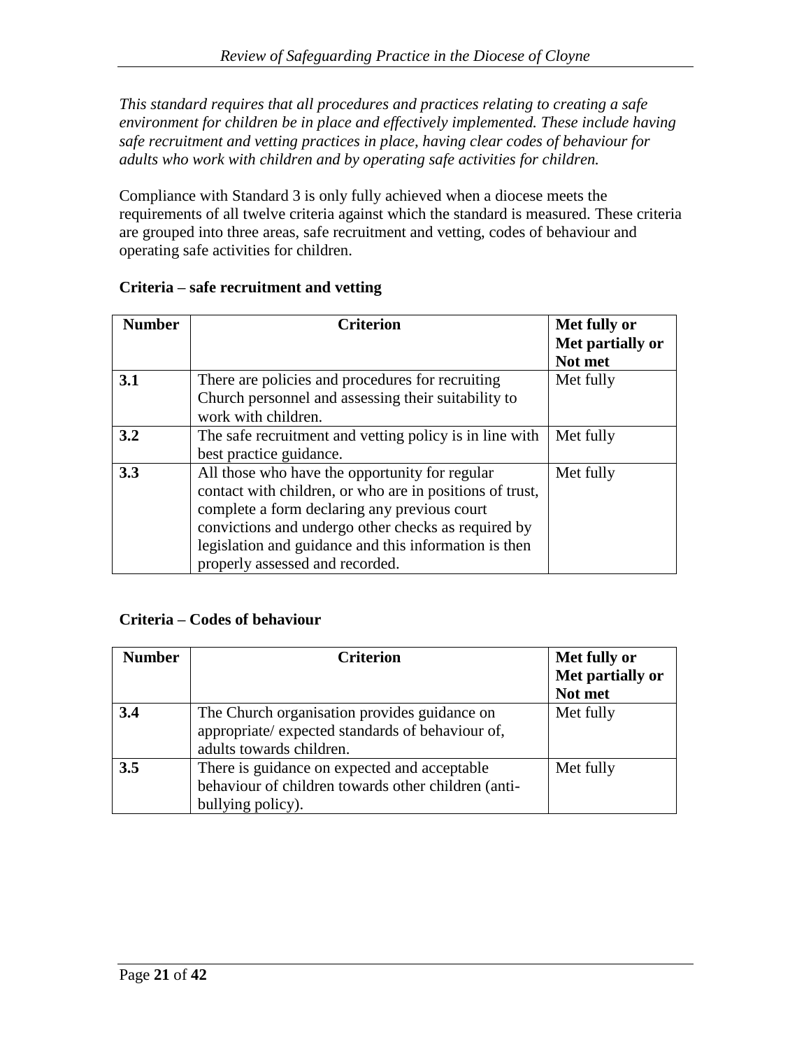*This standard requires that all procedures and practices relating to creating a safe environment for children be in place and effectively implemented. These include having safe recruitment and vetting practices in place, having clear codes of behaviour for adults who work with children and by operating safe activities for children.*

Compliance with Standard 3 is only fully achieved when a diocese meets the requirements of all twelve criteria against which the standard is measured. These criteria are grouped into three areas, safe recruitment and vetting, codes of behaviour and operating safe activities for children.

**Criteria – safe recruitment and vetting**

| Number | Criterion | Met fully or Met partially or Not met |
|---|---|---|
| **3.1** | There are policies and procedures for recruiting Church personnel and assessing their suitability to work with children. | Met fully |
| **3.2** | The safe recruitment and vetting policy is in line with best practice guidance. | Met fully |
| **3.3** | All those who have the opportunity for regular contact with children, or who are in positions of trust, complete a form declaring any previous court convictions and undergo other checks as required by legislation and guidance and this information is then properly assessed and recorded. | Met fully |

**Criteria – Codes of behaviour**

| Number | Criterion | Met fully or Met partially or Not met |
|---|---|---|
| **3.4** | The Church organisation provides guidance on appropriate/ expected standards of behaviour of, adults towards children. | Met fully |
| **3.5** | There is guidance on expected and acceptable behaviour of children towards other children (anti-bullying policy). | Met fully |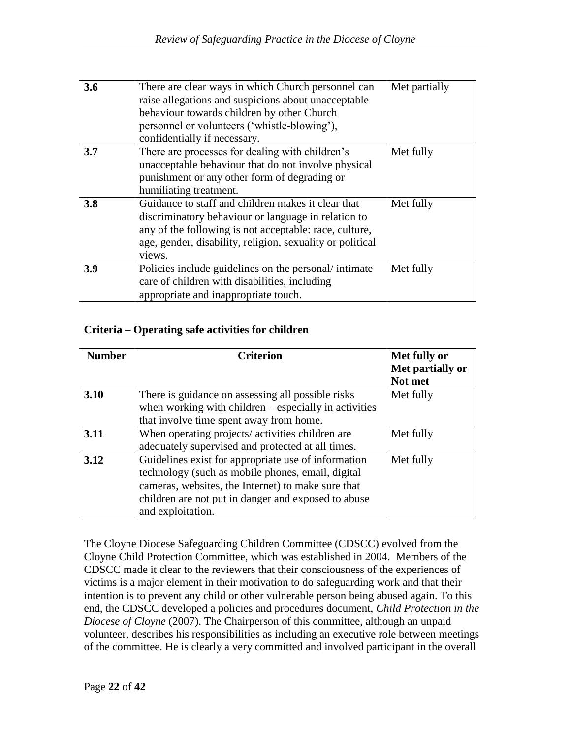| | | |
|---|---|---|
| **3.6** | There are clear ways in which Church personnel can raise allegations and suspicions about unacceptable behaviour towards children by other Church personnel or volunteers ('whistle-blowing'), confidentially if necessary. | Met partially |
| **3.7** | There are processes for dealing with children's unacceptable behaviour that do not involve physical punishment or any other form of degrading or humiliating treatment. | Met fully |
| **3.8** | Guidance to staff and children makes it clear that discriminatory behaviour or language in relation to any of the following is not acceptable: race, culture, age, gender, disability, religion, sexuality or political views. | Met fully |
| **3.9** | Policies include guidelines on the personal/ intimate care of children with disabilities, including appropriate and inappropriate touch. | Met fully |

### Criteria – Operating safe activities for children

| Number | Criterion | Met fully or Met partially or Not met |
|---|---|---|
| **3.10** | There is guidance on assessing all possible risks when working with children – especially in activities that involve time spent away from home. | Met fully |
| **3.11** | When operating projects/ activities children are adequately supervised and protected at all times. | Met fully |
| **3.12** | Guidelines exist for appropriate use of information technology (such as mobile phones, email, digital cameras, websites, the Internet) to make sure that children are not put in danger and exposed to abuse and exploitation. | Met fully |

The Cloyne Diocese Safeguarding Children Committee (CDSCC) evolved from the Cloyne Child Protection Committee, which was established in 2004. Members of the CDSCC made it clear to the reviewers that their consciousness of the experiences of victims is a major element in their motivation to do safeguarding work and that their intention is to prevent any child or other vulnerable person being abused again. To this end, the CDSCC developed a policies and procedures document, *Child Protection in the Diocese of Cloyne* (2007). The Chairperson of this committee, although an unpaid volunteer, describes his responsibilities as including an executive role between meetings of the committee. He is clearly a very committed and involved participant in the overall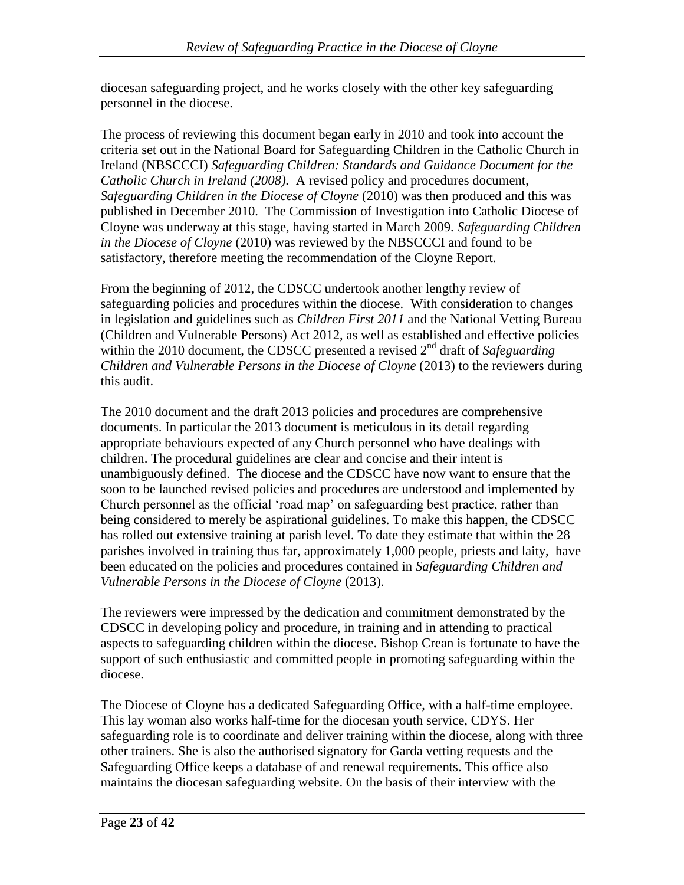diocesan safeguarding project, and he works closely with the other key safeguarding personnel in the diocese.

The process of reviewing this document began early in 2010 and took into account the criteria set out in the National Board for Safeguarding Children in the Catholic Church in Ireland (NBSCCCI) *Safeguarding Children: Standards and Guidance Document for the Catholic Church in Ireland (2008).* A revised policy and procedures document, *Safeguarding Children in the Diocese of Cloyne* (2010) was then produced and this was published in December 2010. The Commission of Investigation into Catholic Diocese of Cloyne was underway at this stage, having started in March 2009. *Safeguarding Children in the Diocese of Cloyne* (2010) was reviewed by the NBSCCCI and found to be satisfactory, therefore meeting the recommendation of the Cloyne Report.

From the beginning of 2012, the CDSCC undertook another lengthy review of safeguarding policies and procedures within the diocese. With consideration to changes in legislation and guidelines such as *Children First 2011* and the National Vetting Bureau (Children and Vulnerable Persons) Act 2012, as well as established and effective policies within the 2010 document, the CDSCC presented a revised 2nd draft of *Safeguarding Children and Vulnerable Persons in the Diocese of Cloyne* (2013) to the reviewers during this audit.

The 2010 document and the draft 2013 policies and procedures are comprehensive documents. In particular the 2013 document is meticulous in its detail regarding appropriate behaviours expected of any Church personnel who have dealings with children. The procedural guidelines are clear and concise and their intent is unambiguously defined. The diocese and the CDSCC have now want to ensure that the soon to be launched revised policies and procedures are understood and implemented by Church personnel as the official 'road map' on safeguarding best practice, rather than being considered to merely be aspirational guidelines. To make this happen, the CDSCC has rolled out extensive training at parish level. To date they estimate that within the 28 parishes involved in training thus far, approximately 1,000 people, priests and laity, have been educated on the policies and procedures contained in *Safeguarding Children and Vulnerable Persons in the Diocese of Cloyne* (2013).

The reviewers were impressed by the dedication and commitment demonstrated by the CDSCC in developing policy and procedure, in training and in attending to practical aspects to safeguarding children within the diocese. Bishop Crean is fortunate to have the support of such enthusiastic and committed people in promoting safeguarding within the diocese.

The Diocese of Cloyne has a dedicated Safeguarding Office, with a half-time employee. This lay woman also works half-time for the diocesan youth service, CDYS. Her safeguarding role is to coordinate and deliver training within the diocese, along with three other trainers. She is also the authorised signatory for Garda vetting requests and the Safeguarding Office keeps a database of and renewal requirements. This office also maintains the diocesan safeguarding website. On the basis of their interview with the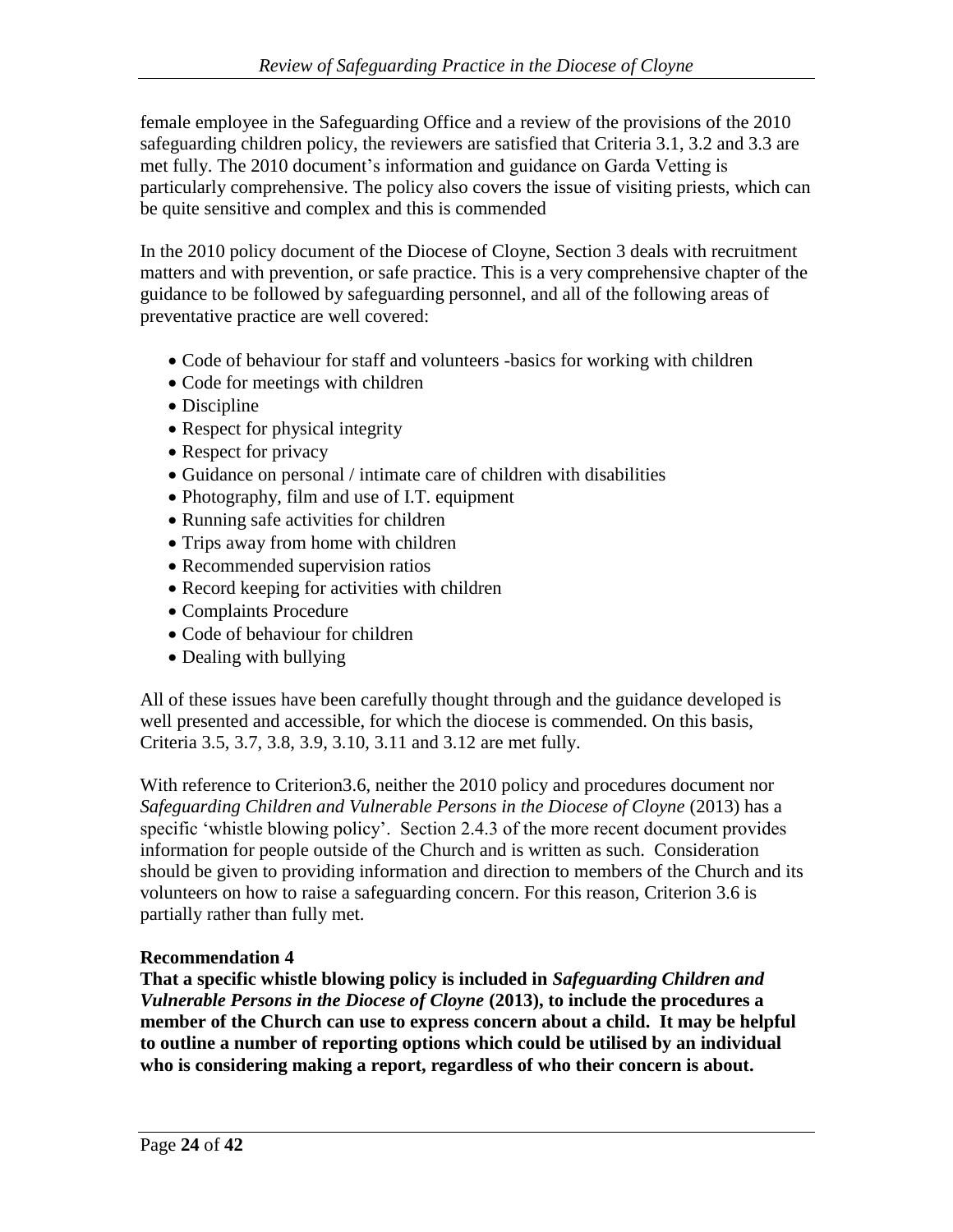female employee in the Safeguarding Office and a review of the provisions of the 2010 safeguarding children policy, the reviewers are satisfied that Criteria 3.1, 3.2 and 3.3 are met fully. The 2010 document's information and guidance on Garda Vetting is particularly comprehensive. The policy also covers the issue of visiting priests, which can be quite sensitive and complex and this is commended

In the 2010 policy document of the Diocese of Cloyne, Section 3 deals with recruitment matters and with prevention, or safe practice. This is a very comprehensive chapter of the guidance to be followed by safeguarding personnel, and all of the following areas of preventative practice are well covered:

- Code of behaviour for staff and volunteers -basics for working with children
- Code for meetings with children
- Discipline
- Respect for physical integrity
- Respect for privacy
- Guidance on personal / intimate care of children with disabilities
- Photography, film and use of I.T. equipment
- Running safe activities for children
- Trips away from home with children
- Recommended supervision ratios
- Record keeping for activities with children
- Complaints Procedure
- Code of behaviour for children
- Dealing with bullying

All of these issues have been carefully thought through and the guidance developed is well presented and accessible, for which the diocese is commended. On this basis, Criteria 3.5, 3.7, 3.8, 3.9, 3.10, 3.11 and 3.12 are met fully.

With reference to Criterion3.6, neither the 2010 policy and procedures document nor *Safeguarding Children and Vulnerable Persons in the Diocese of Cloyne* (2013) has a specific 'whistle blowing policy'. Section 2.4.3 of the more recent document provides information for people outside of the Church and is written as such. Consideration should be given to providing information and direction to members of the Church and its volunteers on how to raise a safeguarding concern. For this reason, Criterion 3.6 is partially rather than fully met.

**Recommendation 4**

**That a specific whistle blowing policy is included in *Safeguarding Children and Vulnerable Persons in the Diocese of Cloyne* (2013), to include the procedures a member of the Church can use to express concern about a child. It may be helpful to outline a number of reporting options which could be utilised by an individual who is considering making a report, regardless of who their concern is about.**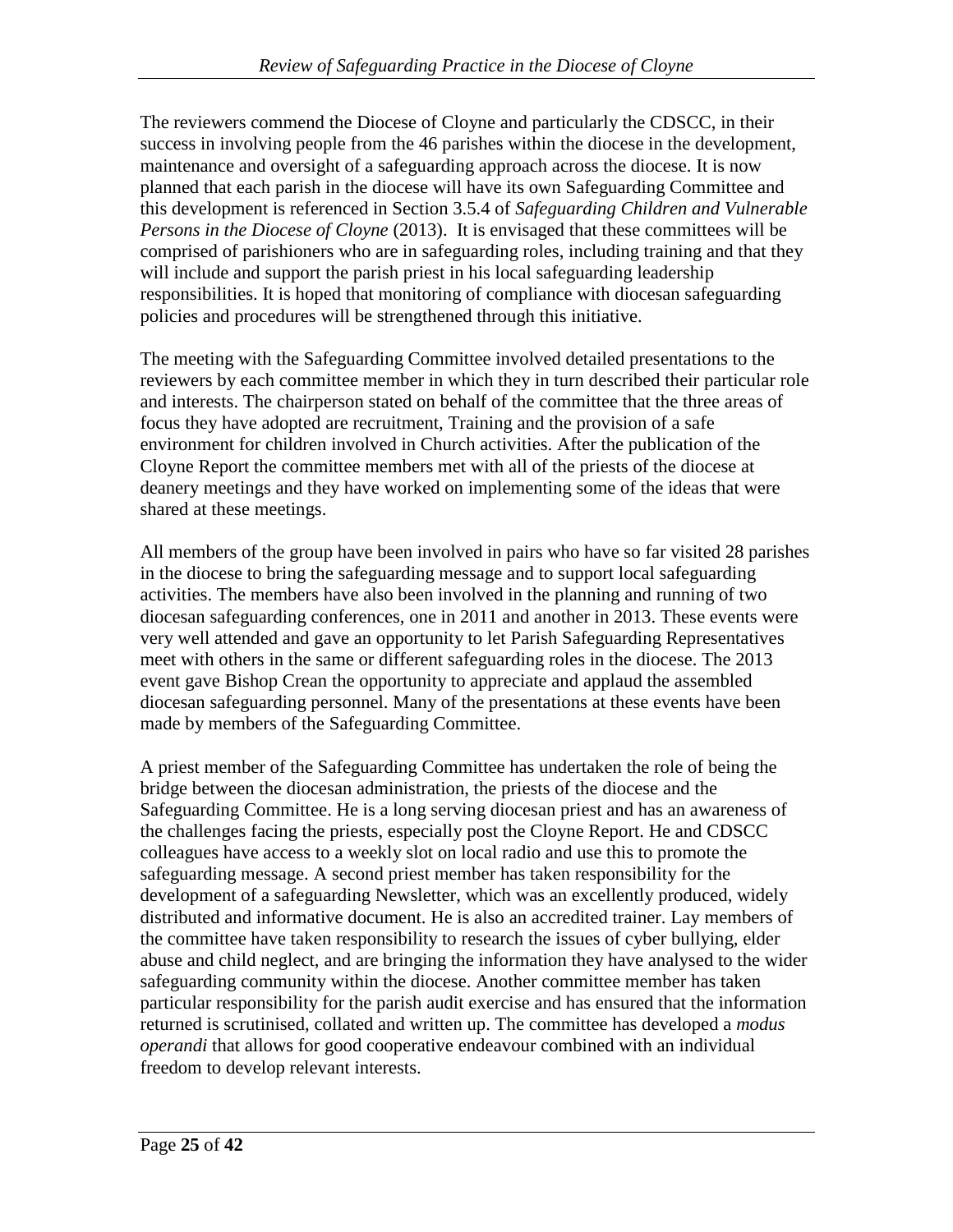The reviewers commend the Diocese of Cloyne and particularly the CDSCC, in their success in involving people from the 46 parishes within the diocese in the development, maintenance and oversight of a safeguarding approach across the diocese. It is now planned that each parish in the diocese will have its own Safeguarding Committee and this development is referenced in Section 3.5.4 of *Safeguarding Children and Vulnerable Persons in the Diocese of Cloyne* (2013). It is envisaged that these committees will be comprised of parishioners who are in safeguarding roles, including training and that they will include and support the parish priest in his local safeguarding leadership responsibilities. It is hoped that monitoring of compliance with diocesan safeguarding policies and procedures will be strengthened through this initiative.

The meeting with the Safeguarding Committee involved detailed presentations to the reviewers by each committee member in which they in turn described their particular role and interests. The chairperson stated on behalf of the committee that the three areas of focus they have adopted are recruitment, Training and the provision of a safe environment for children involved in Church activities. After the publication of the Cloyne Report the committee members met with all of the priests of the diocese at deanery meetings and they have worked on implementing some of the ideas that were shared at these meetings.

All members of the group have been involved in pairs who have so far visited 28 parishes in the diocese to bring the safeguarding message and to support local safeguarding activities. The members have also been involved in the planning and running of two diocesan safeguarding conferences, one in 2011 and another in 2013. These events were very well attended and gave an opportunity to let Parish Safeguarding Representatives meet with others in the same or different safeguarding roles in the diocese. The 2013 event gave Bishop Crean the opportunity to appreciate and applaud the assembled diocesan safeguarding personnel. Many of the presentations at these events have been made by members of the Safeguarding Committee.

A priest member of the Safeguarding Committee has undertaken the role of being the bridge between the diocesan administration, the priests of the diocese and the Safeguarding Committee. He is a long serving diocesan priest and has an awareness of the challenges facing the priests, especially post the Cloyne Report. He and CDSCC colleagues have access to a weekly slot on local radio and use this to promote the safeguarding message. A second priest member has taken responsibility for the development of a safeguarding Newsletter, which was an excellently produced, widely distributed and informative document. He is also an accredited trainer. Lay members of the committee have taken responsibility to research the issues of cyber bullying, elder abuse and child neglect, and are bringing the information they have analysed to the wider safeguarding community within the diocese. Another committee member has taken particular responsibility for the parish audit exercise and has ensured that the information returned is scrutinised, collated and written up. The committee has developed a *modus operandi* that allows for good cooperative endeavour combined with an individual freedom to develop relevant interests.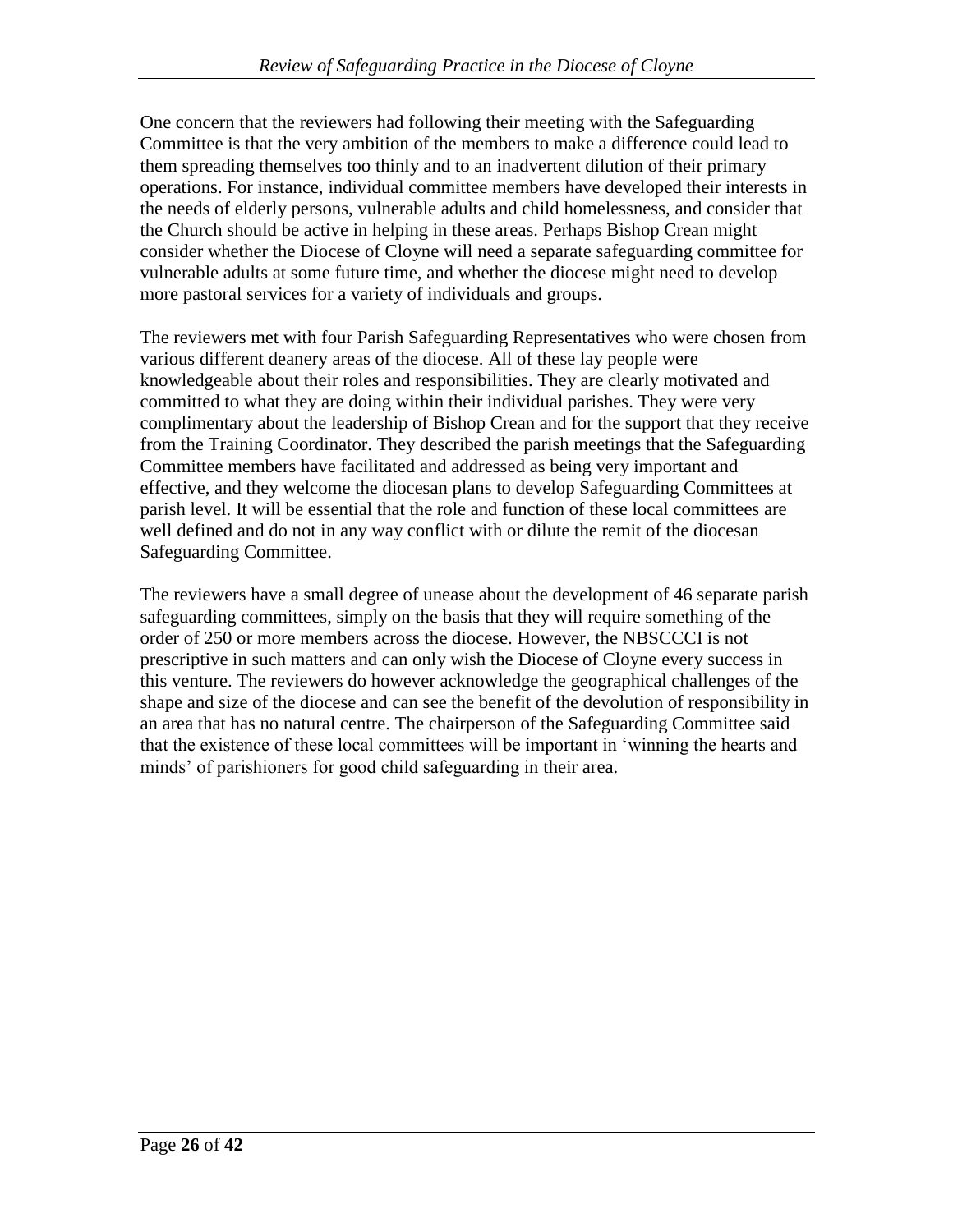One concern that the reviewers had following their meeting with the Safeguarding Committee is that the very ambition of the members to make a difference could lead to them spreading themselves too thinly and to an inadvertent dilution of their primary operations. For instance, individual committee members have developed their interests in the needs of elderly persons, vulnerable adults and child homelessness, and consider that the Church should be active in helping in these areas. Perhaps Bishop Crean might consider whether the Diocese of Cloyne will need a separate safeguarding committee for vulnerable adults at some future time, and whether the diocese might need to develop more pastoral services for a variety of individuals and groups.

The reviewers met with four Parish Safeguarding Representatives who were chosen from various different deanery areas of the diocese. All of these lay people were knowledgeable about their roles and responsibilities. They are clearly motivated and committed to what they are doing within their individual parishes. They were very complimentary about the leadership of Bishop Crean and for the support that they receive from the Training Coordinator. They described the parish meetings that the Safeguarding Committee members have facilitated and addressed as being very important and effective, and they welcome the diocesan plans to develop Safeguarding Committees at parish level. It will be essential that the role and function of these local committees are well defined and do not in any way conflict with or dilute the remit of the diocesan Safeguarding Committee.

The reviewers have a small degree of unease about the development of 46 separate parish safeguarding committees, simply on the basis that they will require something of the order of 250 or more members across the diocese. However, the NBSCCCI is not prescriptive in such matters and can only wish the Diocese of Cloyne every success in this venture. The reviewers do however acknowledge the geographical challenges of the shape and size of the diocese and can see the benefit of the devolution of responsibility in an area that has no natural centre. The chairperson of the Safeguarding Committee said that the existence of these local committees will be important in 'winning the hearts and minds' of parishioners for good child safeguarding in their area.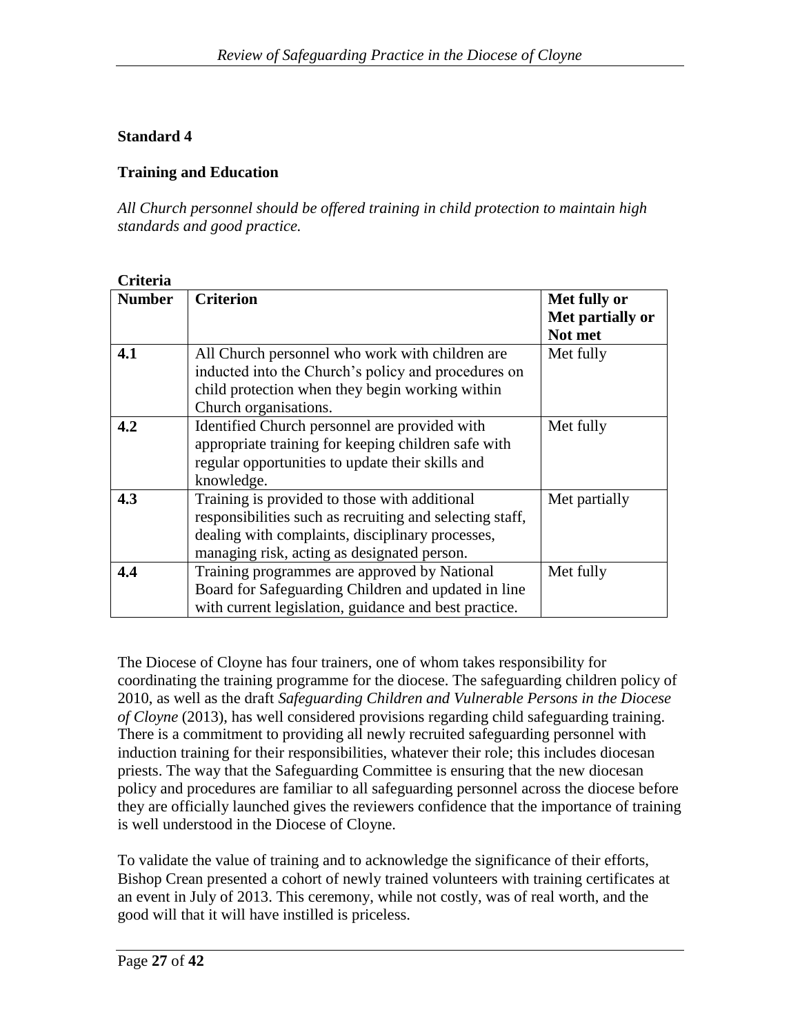**Standard 4**

**Training and Education**

*All Church personnel should be offered training in child protection to maintain high standards and good practice.*

**Criteria**

| Number | Criterion | Met fully or Met partially or Not met |
|---|---|---|
| **4.1** | All Church personnel who work with children are inducted into the Church's policy and procedures on child protection when they begin working within Church organisations. | Met fully |
| **4.2** | Identified Church personnel are provided with appropriate training for keeping children safe with regular opportunities to update their skills and knowledge. | Met fully |
| **4.3** | Training is provided to those with additional responsibilities such as recruiting and selecting staff, dealing with complaints, disciplinary processes, managing risk, acting as designated person. | Met partially |
| **4.4** | Training programmes are approved by National Board for Safeguarding Children and updated in line with current legislation, guidance and best practice. | Met fully |

The Diocese of Cloyne has four trainers, one of whom takes responsibility for coordinating the training programme for the diocese. The safeguarding children policy of 2010, as well as the draft *Safeguarding Children and Vulnerable Persons in the Diocese of Cloyne* (2013), has well considered provisions regarding child safeguarding training. There is a commitment to providing all newly recruited safeguarding personnel with induction training for their responsibilities, whatever their role; this includes diocesan priests. The way that the Safeguarding Committee is ensuring that the new diocesan policy and procedures are familiar to all safeguarding personnel across the diocese before they are officially launched gives the reviewers confidence that the importance of training is well understood in the Diocese of Cloyne.

To validate the value of training and to acknowledge the significance of their efforts, Bishop Crean presented a cohort of newly trained volunteers with training certificates at an event in July of 2013. This ceremony, while not costly, was of real worth, and the good will that it will have instilled is priceless.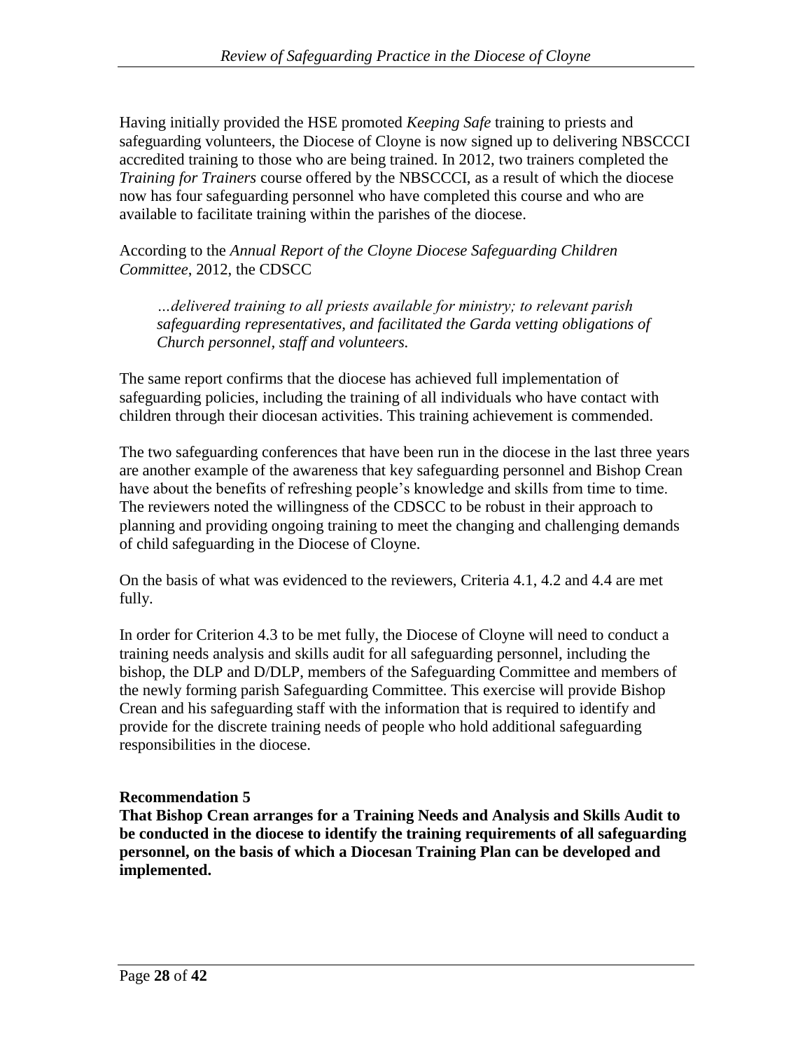Having initially provided the HSE promoted *Keeping Safe* training to priests and safeguarding volunteers, the Diocese of Cloyne is now signed up to delivering NBSCCCI accredited training to those who are being trained. In 2012, two trainers completed the *Training for Trainers* course offered by the NBSCCCI, as a result of which the diocese now has four safeguarding personnel who have completed this course and who are available to facilitate training within the parishes of the diocese.

According to the *Annual Report of the Cloyne Diocese Safeguarding Children Committee*, 2012, the CDSCC

> *…delivered training to all priests available for ministry; to relevant parish safeguarding representatives, and facilitated the Garda vetting obligations of Church personnel, staff and volunteers.*

The same report confirms that the diocese has achieved full implementation of safeguarding policies, including the training of all individuals who have contact with children through their diocesan activities. This training achievement is commended.

The two safeguarding conferences that have been run in the diocese in the last three years are another example of the awareness that key safeguarding personnel and Bishop Crean have about the benefits of refreshing people's knowledge and skills from time to time. The reviewers noted the willingness of the CDSCC to be robust in their approach to planning and providing ongoing training to meet the changing and challenging demands of child safeguarding in the Diocese of Cloyne.

On the basis of what was evidenced to the reviewers, Criteria 4.1, 4.2 and 4.4 are met fully.

In order for Criterion 4.3 to be met fully, the Diocese of Cloyne will need to conduct a training needs analysis and skills audit for all safeguarding personnel, including the bishop, the DLP and D/DLP, members of the Safeguarding Committee and members of the newly forming parish Safeguarding Committee. This exercise will provide Bishop Crean and his safeguarding staff with the information that is required to identify and provide for the discrete training needs of people who hold additional safeguarding responsibilities in the diocese.

**Recommendation 5**
**That Bishop Crean arranges for a Training Needs and Analysis and Skills Audit to be conducted in the diocese to identify the training requirements of all safeguarding personnel, on the basis of which a Diocesan Training Plan can be developed and implemented.**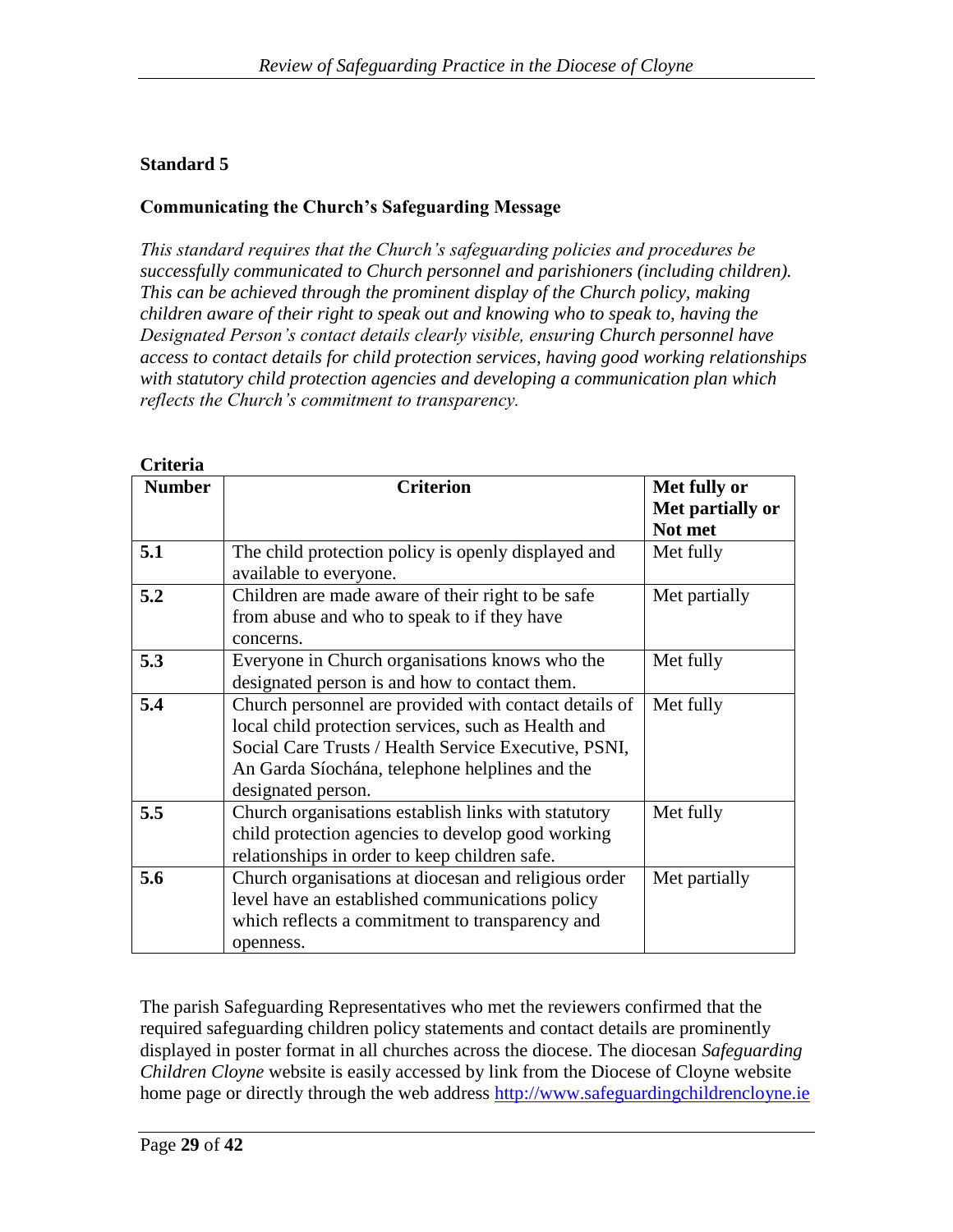## Standard 5

### Communicating the Church's Safeguarding Message

*This standard requires that the Church's safeguarding policies and procedures be successfully communicated to Church personnel and parishioners (including children). This can be achieved through the prominent display of the Church policy, making children aware of their right to speak out and knowing who to speak to, having the Designated Person's contact details clearly visible, ensuring Church personnel have access to contact details for child protection services, having good working relationships with statutory child protection agencies and developing a communication plan which reflects the Church's commitment to transparency.*

**Criteria**

| Number | Criterion | Met fully or Met partially or Not met |
|---|---|---|
| **5.1** | The child protection policy is openly displayed and available to everyone. | Met fully |
| **5.2** | Children are made aware of their right to be safe from abuse and who to speak to if they have concerns. | Met partially |
| **5.3** | Everyone in Church organisations knows who the designated person is and how to contact them. | Met fully |
| **5.4** | Church personnel are provided with contact details of local child protection services, such as Health and Social Care Trusts / Health Service Executive, PSNI, An Garda Síochána, telephone helplines and the designated person. | Met fully |
| **5.5** | Church organisations establish links with statutory child protection agencies to develop good working relationships in order to keep children safe. | Met fully |
| **5.6** | Church organisations at diocesan and religious order level have an established communications policy which reflects a commitment to transparency and openness. | Met partially |

The parish Safeguarding Representatives who met the reviewers confirmed that the required safeguarding children policy statements and contact details are prominently displayed in poster format in all churches across the diocese. The diocesan *Safeguarding Children Cloyne* website is easily accessed by link from the Diocese of Cloyne website home page or directly through the web address http://www.safeguardingchildrencloyne.ie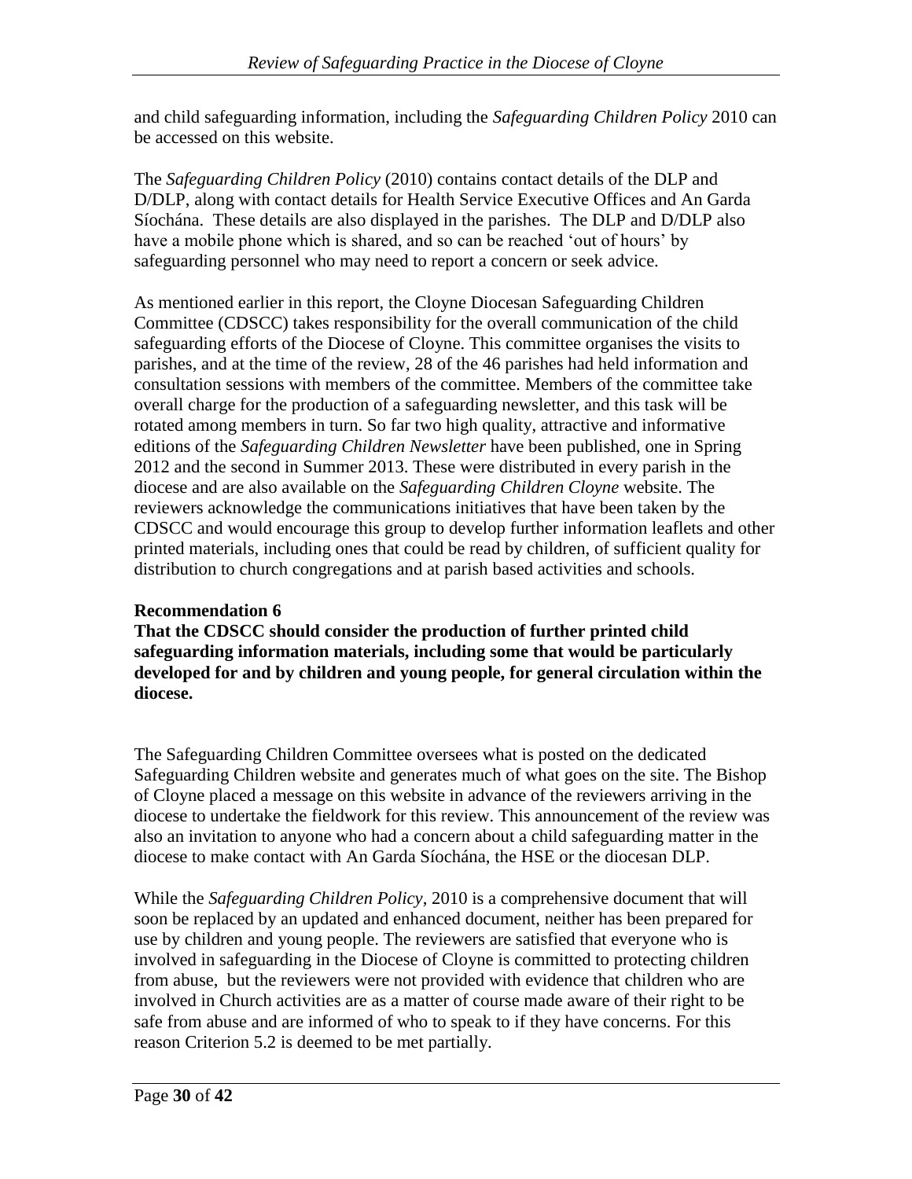and child safeguarding information, including the *Safeguarding Children Policy* 2010 can be accessed on this website.

The *Safeguarding Children Policy* (2010) contains contact details of the DLP and D/DLP, along with contact details for Health Service Executive Offices and An Garda Síochána. These details are also displayed in the parishes. The DLP and D/DLP also have a mobile phone which is shared, and so can be reached 'out of hours' by safeguarding personnel who may need to report a concern or seek advice.

As mentioned earlier in this report, the Cloyne Diocesan Safeguarding Children Committee (CDSCC) takes responsibility for the overall communication of the child safeguarding efforts of the Diocese of Cloyne. This committee organises the visits to parishes, and at the time of the review, 28 of the 46 parishes had held information and consultation sessions with members of the committee. Members of the committee take overall charge for the production of a safeguarding newsletter, and this task will be rotated among members in turn. So far two high quality, attractive and informative editions of the *Safeguarding Children Newsletter* have been published, one in Spring 2012 and the second in Summer 2013. These were distributed in every parish in the diocese and are also available on the *Safeguarding Children Cloyne* website. The reviewers acknowledge the communications initiatives that have been taken by the CDSCC and would encourage this group to develop further information leaflets and other printed materials, including ones that could be read by children, of sufficient quality for distribution to church congregations and at parish based activities and schools.

**Recommendation 6**

**That the CDSCC should consider the production of further printed child safeguarding information materials, including some that would be particularly developed for and by children and young people, for general circulation within the diocese.**

The Safeguarding Children Committee oversees what is posted on the dedicated Safeguarding Children website and generates much of what goes on the site. The Bishop of Cloyne placed a message on this website in advance of the reviewers arriving in the diocese to undertake the fieldwork for this review. This announcement of the review was also an invitation to anyone who had a concern about a child safeguarding matter in the diocese to make contact with An Garda Síochána, the HSE or the diocesan DLP.

While the *Safeguarding Children Policy*, 2010 is a comprehensive document that will soon be replaced by an updated and enhanced document, neither has been prepared for use by children and young people. The reviewers are satisfied that everyone who is involved in safeguarding in the Diocese of Cloyne is committed to protecting children from abuse, but the reviewers were not provided with evidence that children who are involved in Church activities are as a matter of course made aware of their right to be safe from abuse and are informed of who to speak to if they have concerns. For this reason Criterion 5.2 is deemed to be met partially.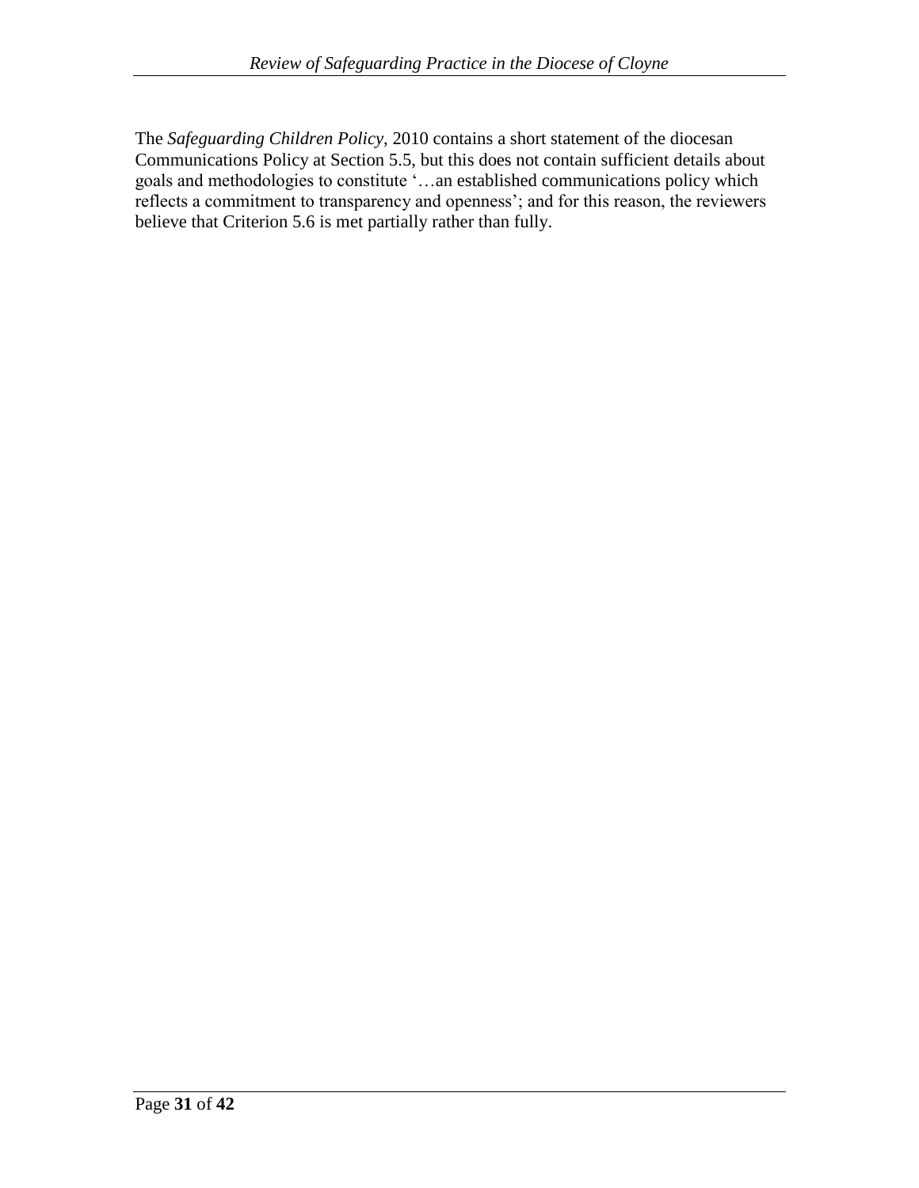The *Safeguarding Children Policy*, 2010 contains a short statement of the diocesan Communications Policy at Section 5.5, but this does not contain sufficient details about goals and methodologies to constitute '…an established communications policy which reflects a commitment to transparency and openness'; and for this reason, the reviewers believe that Criterion 5.6 is met partially rather than fully.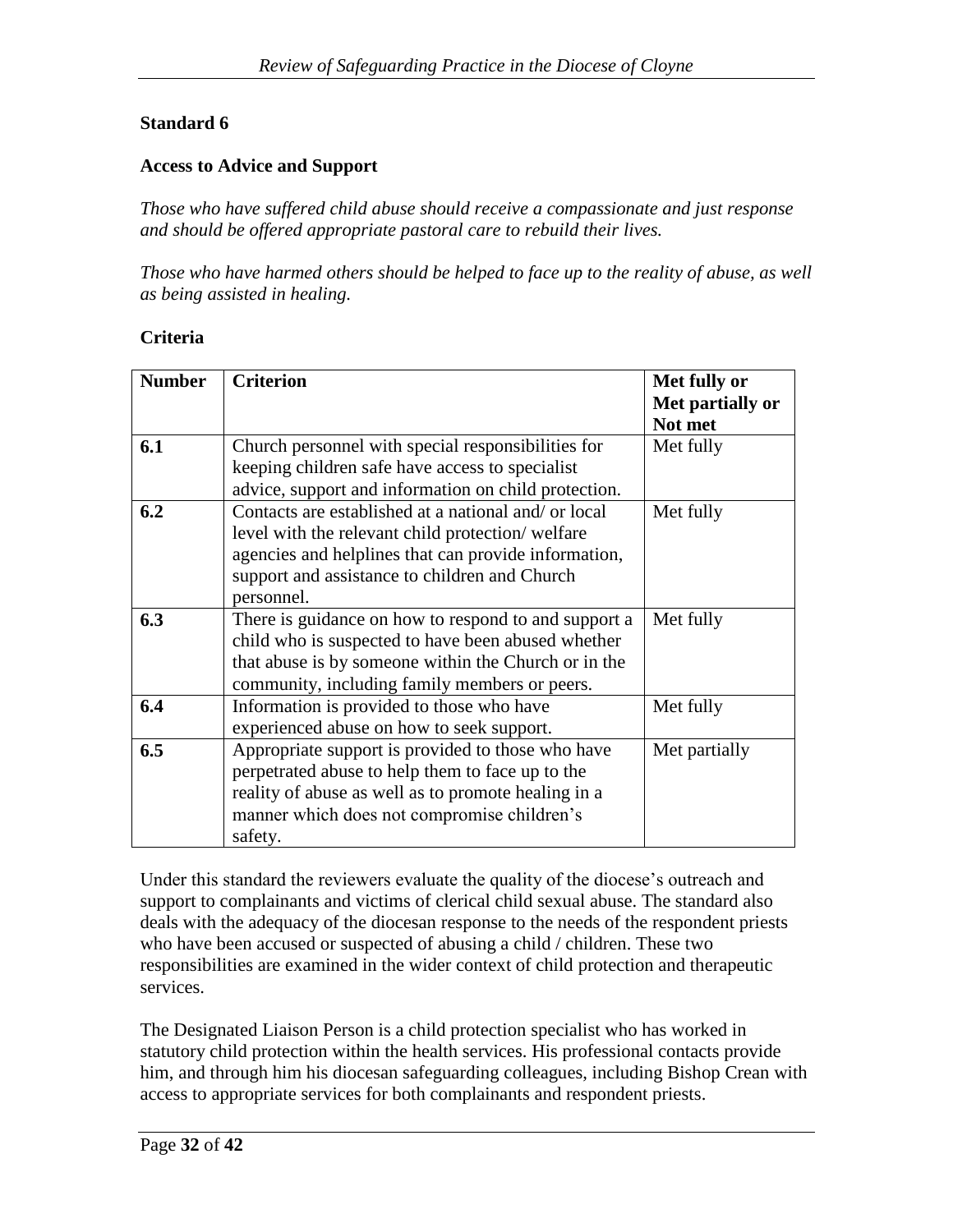**Standard 6**

**Access to Advice and Support**

*Those who have suffered child abuse should receive a compassionate and just response and should be offered appropriate pastoral care to rebuild their lives.*

*Those who have harmed others should be helped to face up to the reality of abuse, as well as being assisted in healing.*

**Criteria**

| Number | Criterion | Met fully or Met partially or Not met |
|---|---|---|
| **6.1** | Church personnel with special responsibilities for keeping children safe have access to specialist advice, support and information on child protection. | Met fully |
| **6.2** | Contacts are established at a national and/ or local level with the relevant child protection/ welfare agencies and helplines that can provide information, support and assistance to children and Church personnel. | Met fully |
| **6.3** | There is guidance on how to respond to and support a child who is suspected to have been abused whether that abuse is by someone within the Church or in the community, including family members or peers. | Met fully |
| **6.4** | Information is provided to those who have experienced abuse on how to seek support. | Met fully |
| **6.5** | Appropriate support is provided to those who have perpetrated abuse to help them to face up to the reality of abuse as well as to promote healing in a manner which does not compromise children's safety. | Met partially |

Under this standard the reviewers evaluate the quality of the diocese's outreach and support to complainants and victims of clerical child sexual abuse. The standard also deals with the adequacy of the diocesan response to the needs of the respondent priests who have been accused or suspected of abusing a child / children. These two responsibilities are examined in the wider context of child protection and therapeutic services.

The Designated Liaison Person is a child protection specialist who has worked in statutory child protection within the health services. His professional contacts provide him, and through him his diocesan safeguarding colleagues, including Bishop Crean with access to appropriate services for both complainants and respondent priests.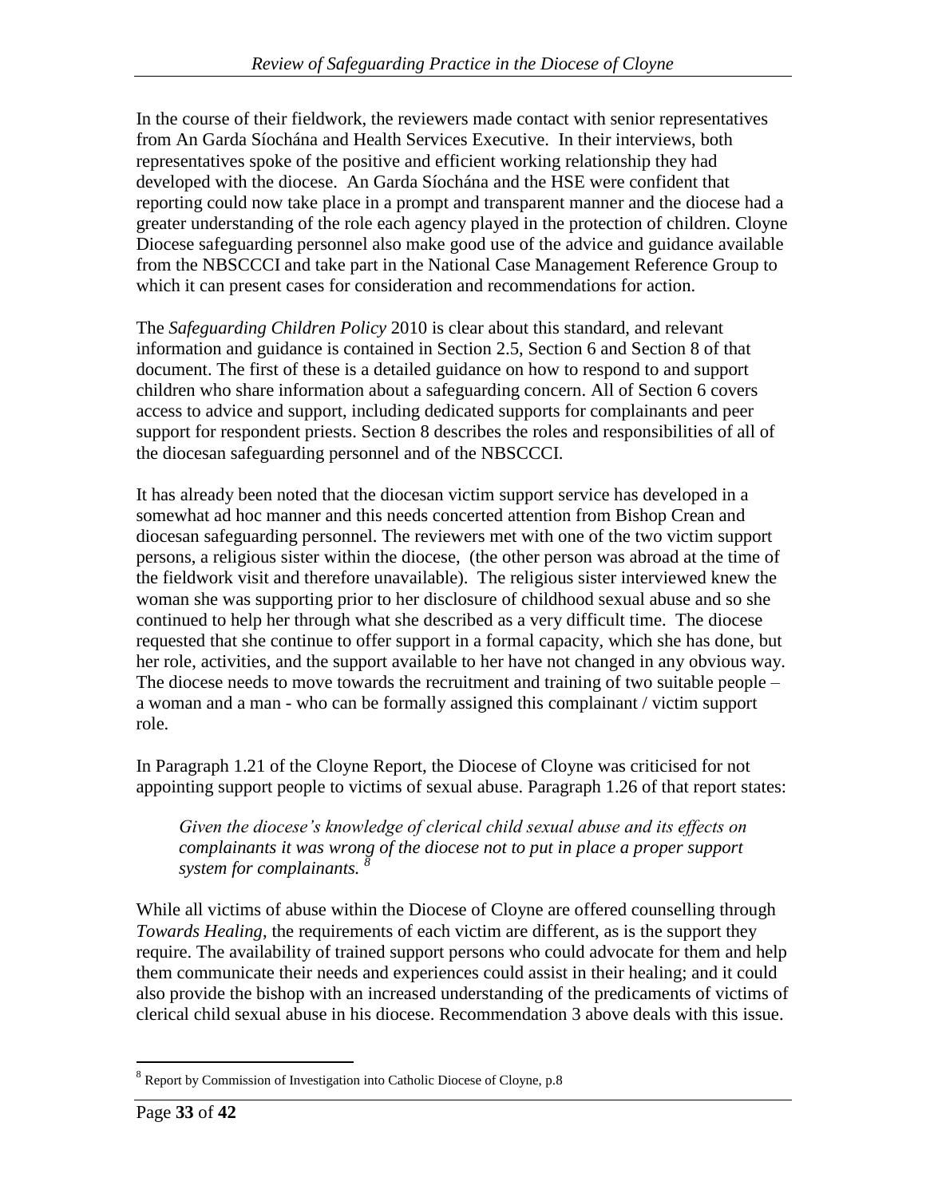In the course of their fieldwork, the reviewers made contact with senior representatives from An Garda Síochána and Health Services Executive. In their interviews, both representatives spoke of the positive and efficient working relationship they had developed with the diocese. An Garda Síochána and the HSE were confident that reporting could now take place in a prompt and transparent manner and the diocese had a greater understanding of the role each agency played in the protection of children. Cloyne Diocese safeguarding personnel also make good use of the advice and guidance available from the NBSCCCI and take part in the National Case Management Reference Group to which it can present cases for consideration and recommendations for action.

The *Safeguarding Children Policy* 2010 is clear about this standard, and relevant information and guidance is contained in Section 2.5, Section 6 and Section 8 of that document. The first of these is a detailed guidance on how to respond to and support children who share information about a safeguarding concern. All of Section 6 covers access to advice and support, including dedicated supports for complainants and peer support for respondent priests. Section 8 describes the roles and responsibilities of all of the diocesan safeguarding personnel and of the NBSCCCI.

It has already been noted that the diocesan victim support service has developed in a somewhat ad hoc manner and this needs concerted attention from Bishop Crean and diocesan safeguarding personnel. The reviewers met with one of the two victim support persons, a religious sister within the diocese, (the other person was abroad at the time of the fieldwork visit and therefore unavailable). The religious sister interviewed knew the woman she was supporting prior to her disclosure of childhood sexual abuse and so she continued to help her through what she described as a very difficult time. The diocese requested that she continue to offer support in a formal capacity, which she has done, but her role, activities, and the support available to her have not changed in any obvious way. The diocese needs to move towards the recruitment and training of two suitable people – a woman and a man - who can be formally assigned this complainant / victim support role.

In Paragraph 1.21 of the Cloyne Report, the Diocese of Cloyne was criticised for not appointing support people to victims of sexual abuse. Paragraph 1.26 of that report states:

> *Given the diocese's knowledge of clerical child sexual abuse and its effects on complainants it was wrong of the diocese not to put in place a proper support system for complainants.* [8]

While all victims of abuse within the Diocese of Cloyne are offered counselling through *Towards Healing*, the requirements of each victim are different, as is the support they require. The availability of trained support persons who could advocate for them and help them communicate their needs and experiences could assist in their healing; and it could also provide the bishop with an increased understanding of the predicaments of victims of clerical child sexual abuse in his diocese. Recommendation 3 above deals with this issue.

---

[8] Report by Commission of Investigation into Catholic Diocese of Cloyne, p.8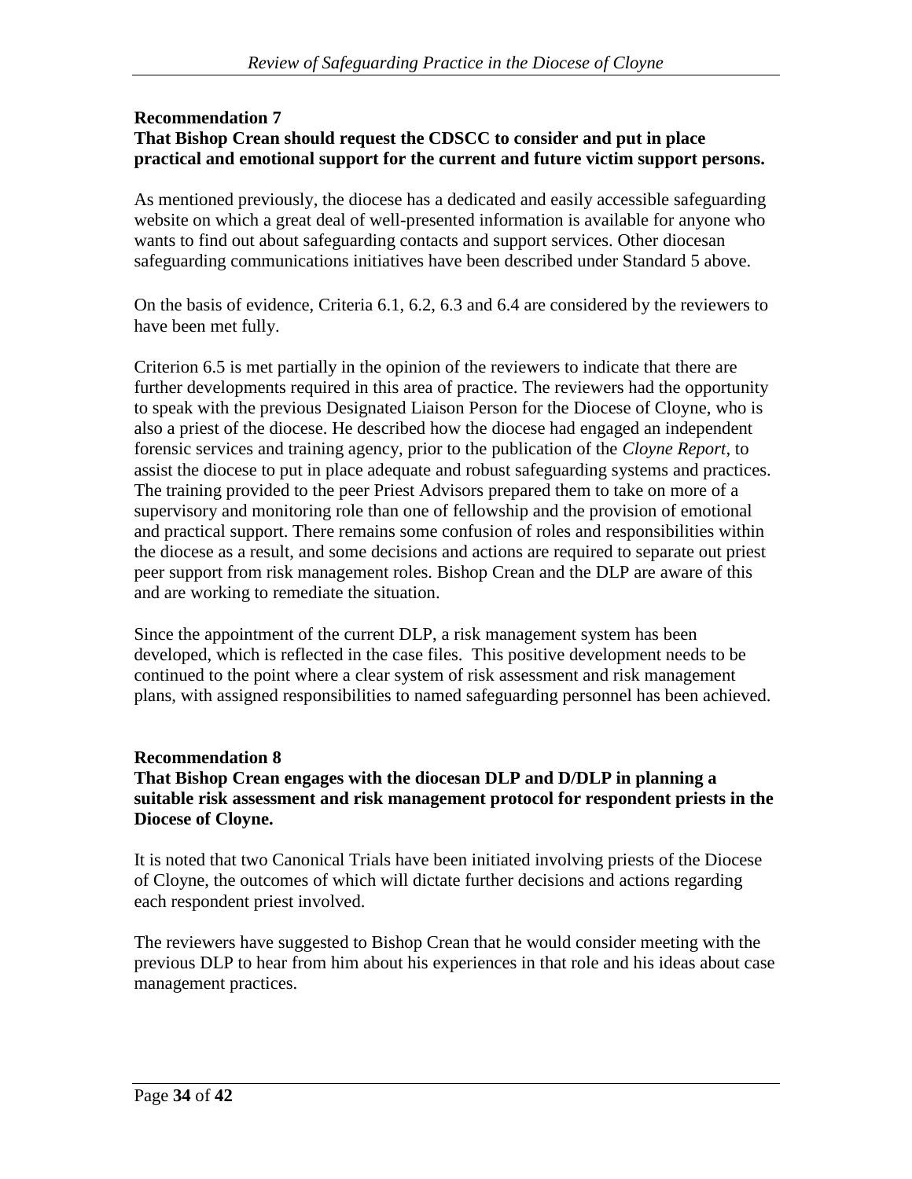**Recommendation 7**
**That Bishop Crean should request the CDSCC to consider and put in place practical and emotional support for the current and future victim support persons.**

As mentioned previously, the diocese has a dedicated and easily accessible safeguarding website on which a great deal of well-presented information is available for anyone who wants to find out about safeguarding contacts and support services. Other diocesan safeguarding communications initiatives have been described under Standard 5 above.

On the basis of evidence, Criteria 6.1, 6.2, 6.3 and 6.4 are considered by the reviewers to have been met fully.

Criterion 6.5 is met partially in the opinion of the reviewers to indicate that there are further developments required in this area of practice. The reviewers had the opportunity to speak with the previous Designated Liaison Person for the Diocese of Cloyne, who is also a priest of the diocese. He described how the diocese had engaged an independent forensic services and training agency, prior to the publication of the *Cloyne Report*, to assist the diocese to put in place adequate and robust safeguarding systems and practices. The training provided to the peer Priest Advisors prepared them to take on more of a supervisory and monitoring role than one of fellowship and the provision of emotional and practical support. There remains some confusion of roles and responsibilities within the diocese as a result, and some decisions and actions are required to separate out priest peer support from risk management roles. Bishop Crean and the DLP are aware of this and are working to remediate the situation.

Since the appointment of the current DLP, a risk management system has been developed, which is reflected in the case files. This positive development needs to be continued to the point where a clear system of risk assessment and risk management plans, with assigned responsibilities to named safeguarding personnel has been achieved.

**Recommendation 8**
**That Bishop Crean engages with the diocesan DLP and D/DLP in planning a suitable risk assessment and risk management protocol for respondent priests in the Diocese of Cloyne.**

It is noted that two Canonical Trials have been initiated involving priests of the Diocese of Cloyne, the outcomes of which will dictate further decisions and actions regarding each respondent priest involved.

The reviewers have suggested to Bishop Crean that he would consider meeting with the previous DLP to hear from him about his experiences in that role and his ideas about case management practices.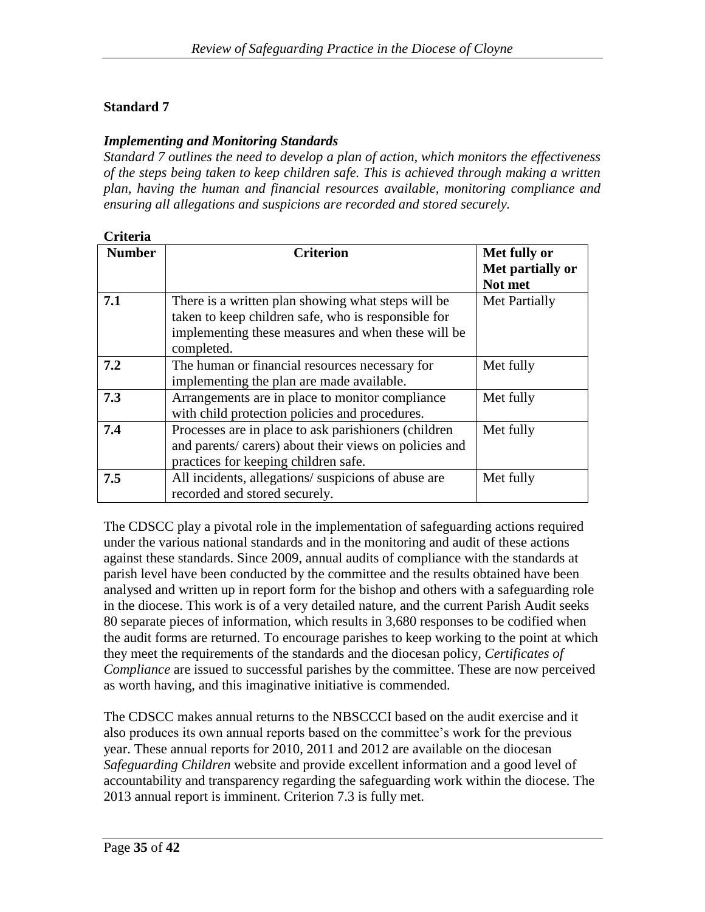**Standard 7**

***Implementing and Monitoring Standards***

*Standard 7 outlines the need to develop a plan of action, which monitors the effectiveness of the steps being taken to keep children safe. This is achieved through making a written plan, having the human and financial resources available, monitoring compliance and ensuring all allegations and suspicions are recorded and stored securely.*

**Criteria**

| **Number** | **Criterion** | **Met fully or Met partially or Not met** |
|---|---|---|
| **7.1** | There is a written plan showing what steps will be taken to keep children safe, who is responsible for implementing these measures and when these will be completed. | Met Partially |
| **7.2** | The human or financial resources necessary for implementing the plan are made available. | Met fully |
| **7.3** | Arrangements are in place to monitor compliance with child protection policies and procedures. | Met fully |
| **7.4** | Processes are in place to ask parishioners (children and parents/ carers) about their views on policies and practices for keeping children safe. | Met fully |
| **7.5** | All incidents, allegations/ suspicions of abuse are recorded and stored securely. | Met fully |

The CDSCC play a pivotal role in the implementation of safeguarding actions required under the various national standards and in the monitoring and audit of these actions against these standards. Since 2009, annual audits of compliance with the standards at parish level have been conducted by the committee and the results obtained have been analysed and written up in report form for the bishop and others with a safeguarding role in the diocese. This work is of a very detailed nature, and the current Parish Audit seeks 80 separate pieces of information, which results in 3,680 responses to be codified when the audit forms are returned. To encourage parishes to keep working to the point at which they meet the requirements of the standards and the diocesan policy, *Certificates of Compliance* are issued to successful parishes by the committee. These are now perceived as worth having, and this imaginative initiative is commended.

The CDSCC makes annual returns to the NBSCCCI based on the audit exercise and it also produces its own annual reports based on the committee's work for the previous year. These annual reports for 2010, 2011 and 2012 are available on the diocesan *Safeguarding Children* website and provide excellent information and a good level of accountability and transparency regarding the safeguarding work within the diocese. The 2013 annual report is imminent. Criterion 7.3 is fully met.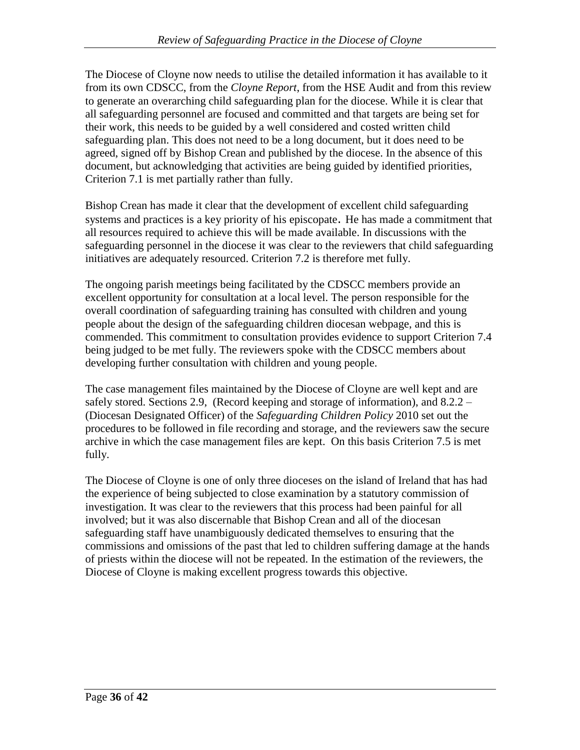The Diocese of Cloyne now needs to utilise the detailed information it has available to it from its own CDSCC, from the *Cloyne Report,* from the HSE Audit and from this review to generate an overarching child safeguarding plan for the diocese. While it is clear that all safeguarding personnel are focused and committed and that targets are being set for their work, this needs to be guided by a well considered and costed written child safeguarding plan. This does not need to be a long document, but it does need to be agreed, signed off by Bishop Crean and published by the diocese. In the absence of this document, but acknowledging that activities are being guided by identified priorities, Criterion 7.1 is met partially rather than fully.

Bishop Crean has made it clear that the development of excellent child safeguarding systems and practices is a key priority of his episcopate. He has made a commitment that all resources required to achieve this will be made available. In discussions with the safeguarding personnel in the diocese it was clear to the reviewers that child safeguarding initiatives are adequately resourced. Criterion 7.2 is therefore met fully.

The ongoing parish meetings being facilitated by the CDSCC members provide an excellent opportunity for consultation at a local level. The person responsible for the overall coordination of safeguarding training has consulted with children and young people about the design of the safeguarding children diocesan webpage, and this is commended. This commitment to consultation provides evidence to support Criterion 7.4 being judged to be met fully. The reviewers spoke with the CDSCC members about developing further consultation with children and young people.

The case management files maintained by the Diocese of Cloyne are well kept and are safely stored. Sections 2.9, (Record keeping and storage of information), and 8.2.2 – (Diocesan Designated Officer) of the *Safeguarding Children Policy* 2010 set out the procedures to be followed in file recording and storage, and the reviewers saw the secure archive in which the case management files are kept. On this basis Criterion 7.5 is met fully.

The Diocese of Cloyne is one of only three dioceses on the island of Ireland that has had the experience of being subjected to close examination by a statutory commission of investigation. It was clear to the reviewers that this process had been painful for all involved; but it was also discernable that Bishop Crean and all of the diocesan safeguarding staff have unambiguously dedicated themselves to ensuring that the commissions and omissions of the past that led to children suffering damage at the hands of priests within the diocese will not be repeated. In the estimation of the reviewers, the Diocese of Cloyne is making excellent progress towards this objective.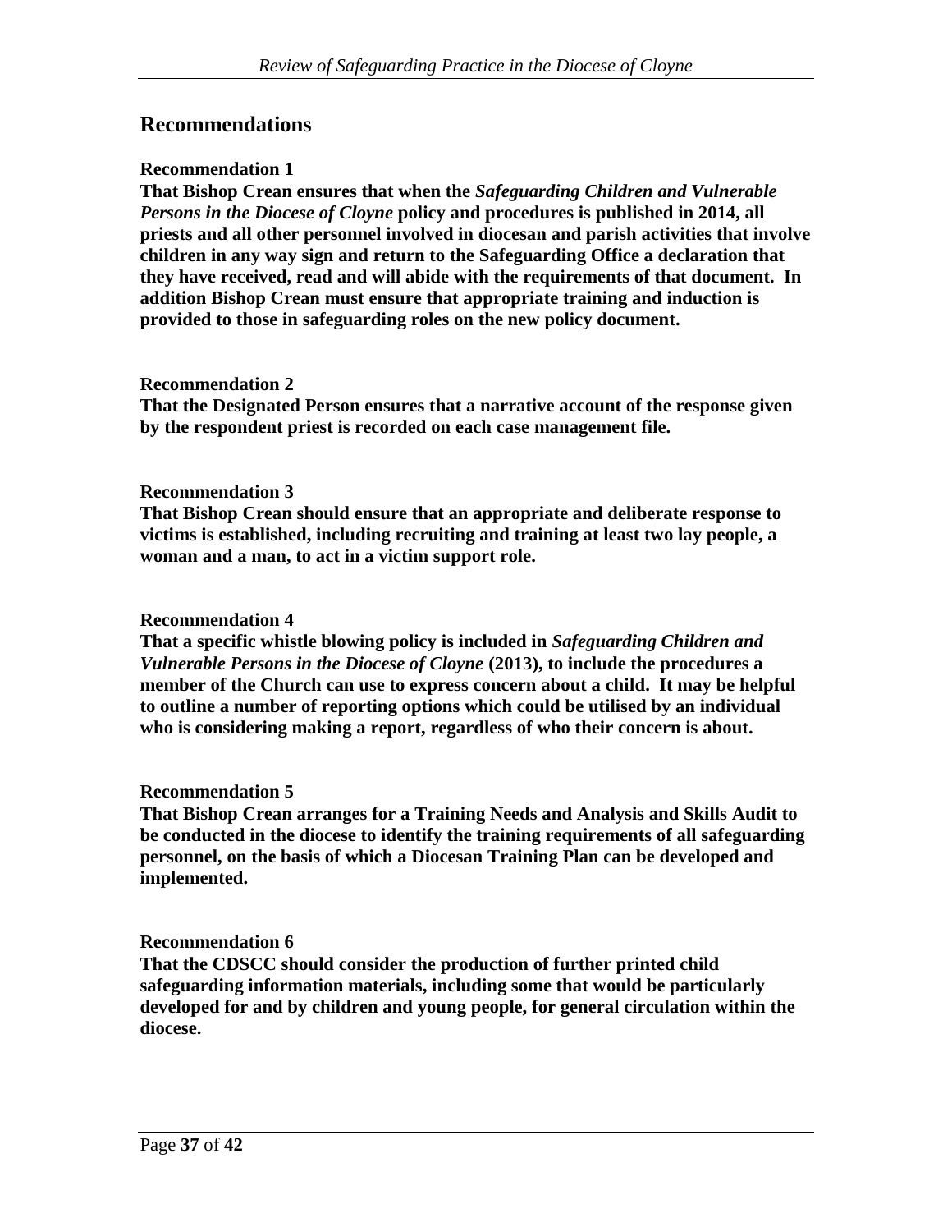## Recommendations

**Recommendation 1**

**That Bishop Crean ensures that when the *Safeguarding Children and Vulnerable Persons in the Diocese of Cloyne* policy and procedures is published in 2014, all priests and all other personnel involved in diocesan and parish activities that involve children in any way sign and return to the Safeguarding Office a declaration that they have received, read and will abide with the requirements of that document. In addition Bishop Crean must ensure that appropriate training and induction is provided to those in safeguarding roles on the new policy document.**

**Recommendation 2**

**That the Designated Person ensures that a narrative account of the response given by the respondent priest is recorded on each case management file.**

**Recommendation 3**

**That Bishop Crean should ensure that an appropriate and deliberate response to victims is established, including recruiting and training at least two lay people, a woman and a man, to act in a victim support role.**

**Recommendation 4**

**That a specific whistle blowing policy is included in *Safeguarding Children and Vulnerable Persons in the Diocese of Cloyne* (2013), to include the procedures a member of the Church can use to express concern about a child. It may be helpful to outline a number of reporting options which could be utilised by an individual who is considering making a report, regardless of who their concern is about.**

**Recommendation 5**

**That Bishop Crean arranges for a Training Needs and Analysis and Skills Audit to be conducted in the diocese to identify the training requirements of all safeguarding personnel, on the basis of which a Diocesan Training Plan can be developed and implemented.**

**Recommendation 6**

**That the CDSCC should consider the production of further printed child safeguarding information materials, including some that would be particularly developed for and by children and young people, for general circulation within the diocese.**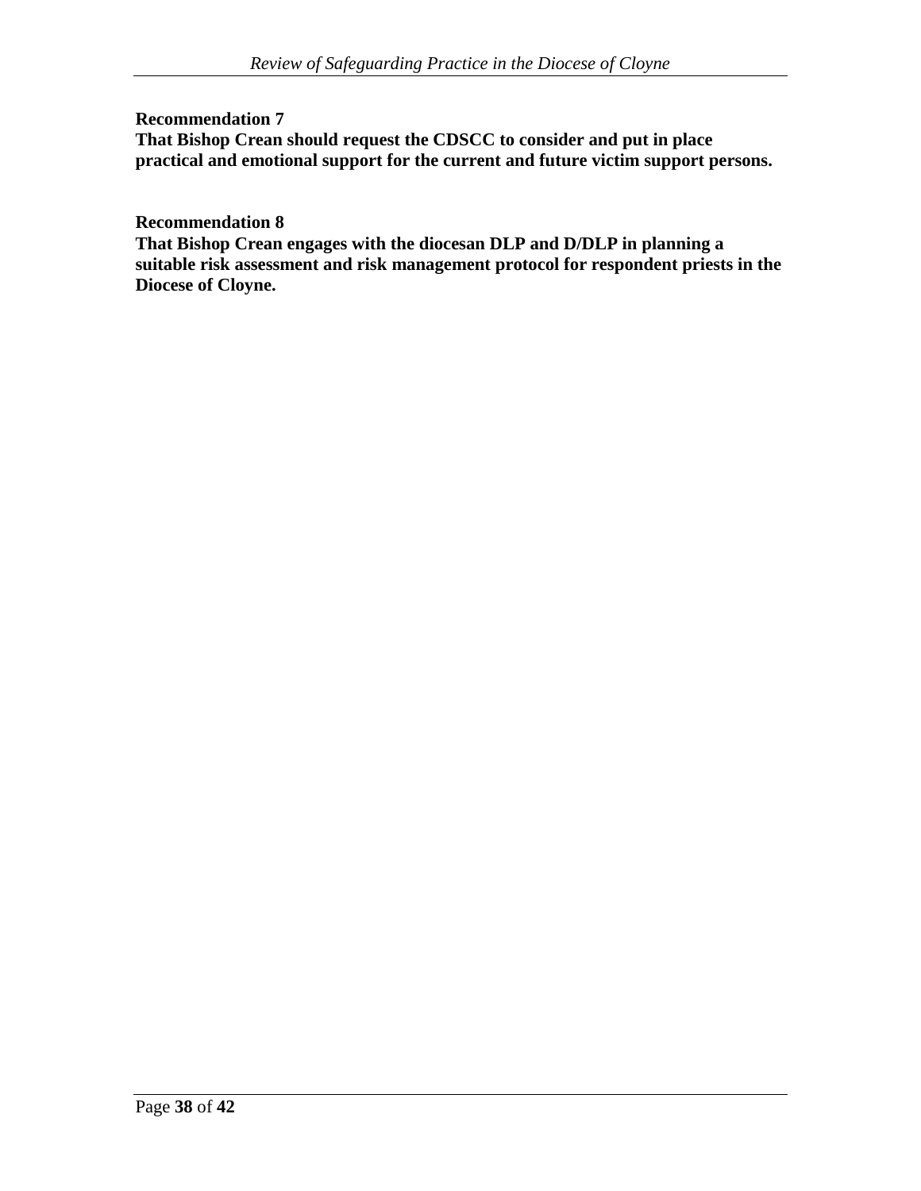**Recommendation 7**
**That Bishop Crean should request the CDSCC to consider and put in place practical and emotional support for the current and future victim support persons.**

**Recommendation 8**
**That Bishop Crean engages with the diocesan DLP and D/DLP in planning a suitable risk assessment and risk management protocol for respondent priests in the Diocese of Cloyne.**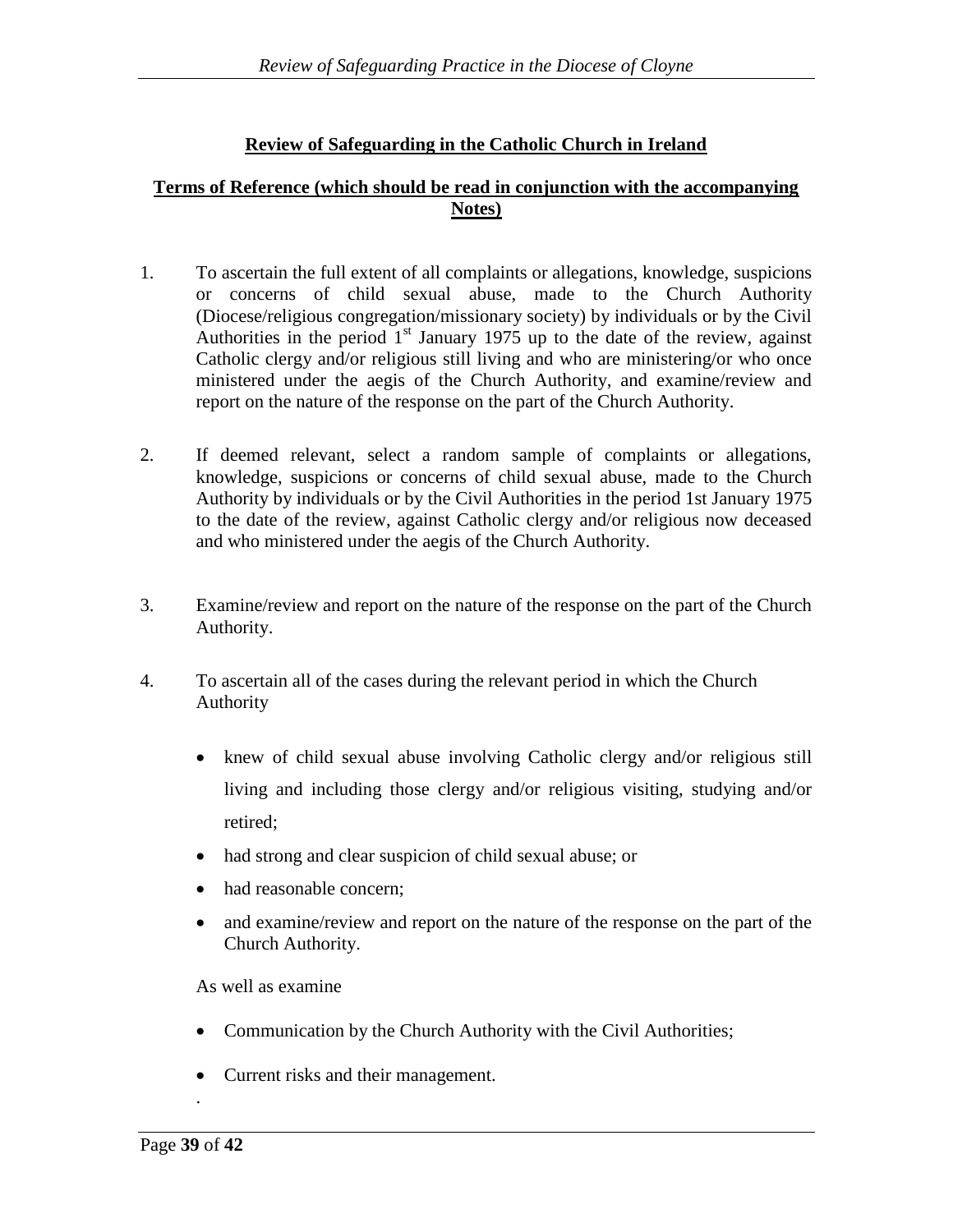**Review of Safeguarding in the Catholic Church in Ireland**

**Terms of Reference (which should be read in conjunction with the accompanying Notes)**

1. To ascertain the full extent of all complaints or allegations, knowledge, suspicions or concerns of child sexual abuse, made to the Church Authority (Diocese/religious congregation/missionary society) by individuals or by the Civil Authorities in the period 1st January 1975 up to the date of the review, against Catholic clergy and/or religious still living and who are ministering/or who once ministered under the aegis of the Church Authority, and examine/review and report on the nature of the response on the part of the Church Authority.

2. If deemed relevant, select a random sample of complaints or allegations, knowledge, suspicions or concerns of child sexual abuse, made to the Church Authority by individuals or by the Civil Authorities in the period 1st January 1975 to the date of the review, against Catholic clergy and/or religious now deceased and who ministered under the aegis of the Church Authority.

3. Examine/review and report on the nature of the response on the part of the Church Authority.

4. To ascertain all of the cases during the relevant period in which the Church Authority

   - knew of child sexual abuse involving Catholic clergy and/or religious still living and including those clergy and/or religious visiting, studying and/or retired;
   - had strong and clear suspicion of child sexual abuse; or
   - had reasonable concern;
   - and examine/review and report on the nature of the response on the part of the Church Authority.

   As well as examine

   - Communication by the Church Authority with the Civil Authorities;
   - Current risks and their management.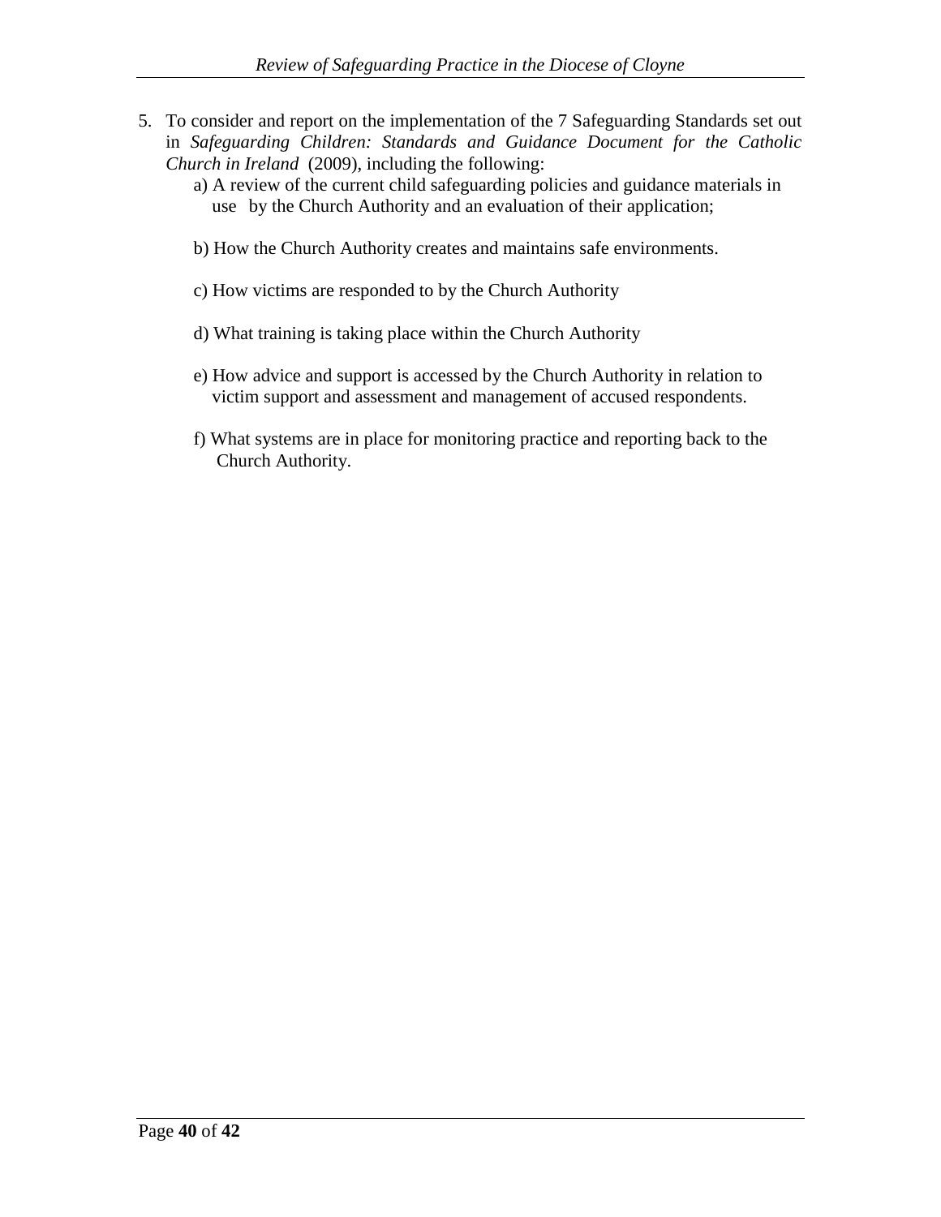5. To consider and report on the implementation of the 7 Safeguarding Standards set out in *Safeguarding Children: Standards and Guidance Document for the Catholic Church in Ireland* (2009), including the following:
    a) A review of the current child safeguarding policies and guidance materials in use by the Church Authority and an evaluation of their application;

    b) How the Church Authority creates and maintains safe environments.

    c) How victims are responded to by the Church Authority

    d) What training is taking place within the Church Authority

    e) How advice and support is accessed by the Church Authority in relation to victim support and assessment and management of accused respondents.

    f) What systems are in place for monitoring practice and reporting back to the Church Authority.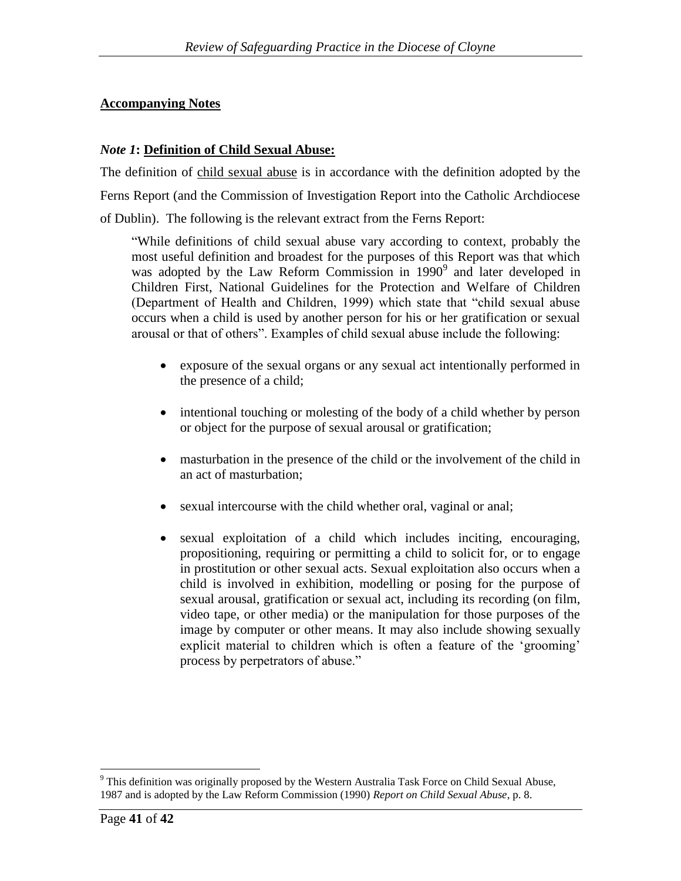**Accompanying Notes**

***Note 1*: Definition of Child Sexual Abuse:**

The definition of child sexual abuse is in accordance with the definition adopted by the Ferns Report (and the Commission of Investigation Report into the Catholic Archdiocese of Dublin). The following is the relevant extract from the Ferns Report:

> "While definitions of child sexual abuse vary according to context, probably the most useful definition and broadest for the purposes of this Report was that which was adopted by the Law Reform Commission in 1990[9] and later developed in Children First, National Guidelines for the Protection and Welfare of Children (Department of Health and Children, 1999) which state that "child sexual abuse occurs when a child is used by another person for his or her gratification or sexual arousal or that of others". Examples of child sexual abuse include the following:
>
> - exposure of the sexual organs or any sexual act intentionally performed in the presence of a child;
> - intentional touching or molesting of the body of a child whether by person or object for the purpose of sexual arousal or gratification;
> - masturbation in the presence of the child or the involvement of the child in an act of masturbation;
> - sexual intercourse with the child whether oral, vaginal or anal;
> - sexual exploitation of a child which includes inciting, encouraging, propositioning, requiring or permitting a child to solicit for, or to engage in prostitution or other sexual acts. Sexual exploitation also occurs when a child is involved in exhibition, modelling or posing for the purpose of sexual arousal, gratification or sexual act, including its recording (on film, video tape, or other media) or the manipulation for those purposes of the image by computer or other means. It may also include showing sexually explicit material to children which is often a feature of the 'grooming' process by perpetrators of abuse."

[9] This definition was originally proposed by the Western Australia Task Force on Child Sexual Abuse, 1987 and is adopted by the Law Reform Commission (1990) *Report on Child Sexual Abuse*, p. 8.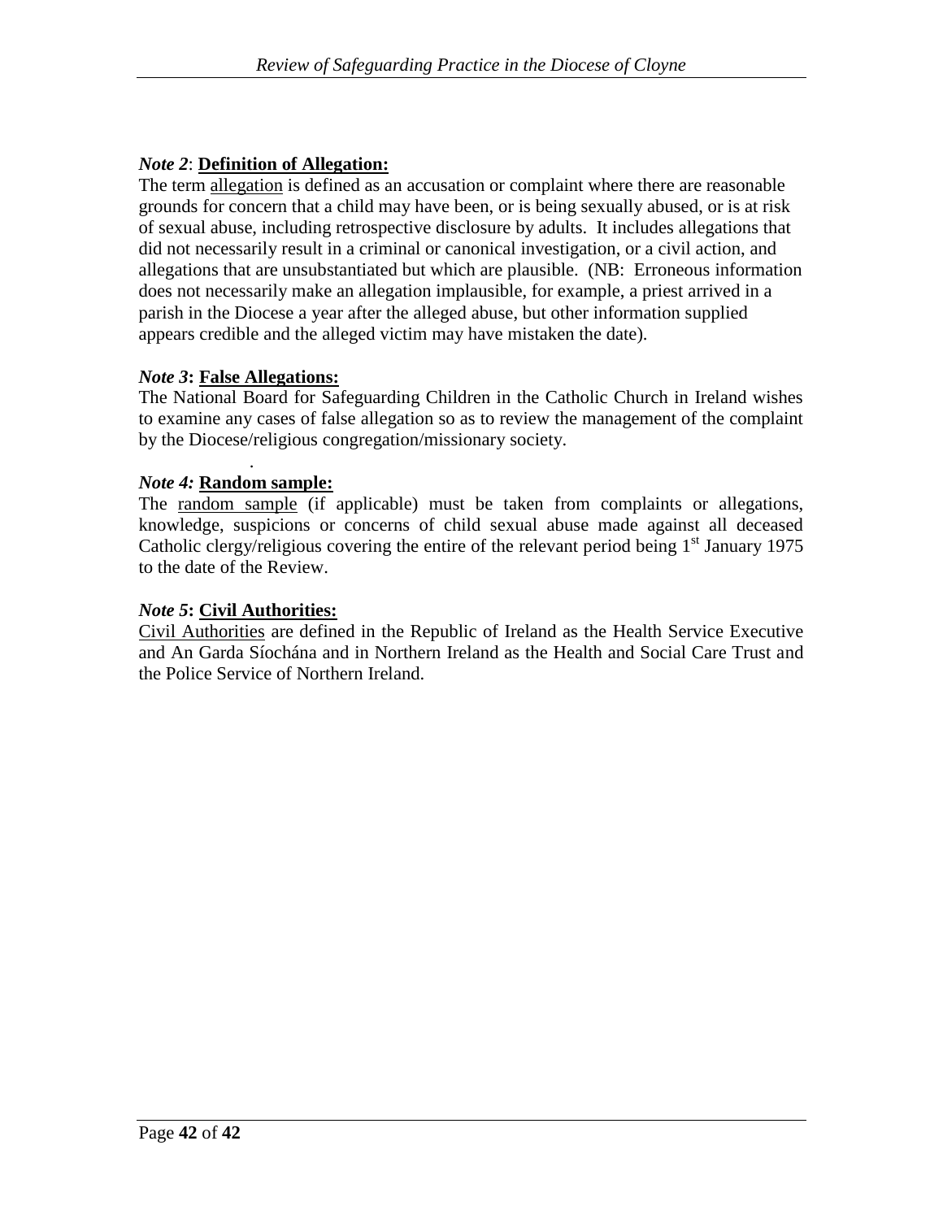*Note 2*: **Definition of Allegation:**

The term allegation is defined as an accusation or complaint where there are reasonable grounds for concern that a child may have been, or is being sexually abused, or is at risk of sexual abuse, including retrospective disclosure by adults. It includes allegations that did not necessarily result in a criminal or canonical investigation, or a civil action, and allegations that are unsubstantiated but which are plausible. (NB: Erroneous information does not necessarily make an allegation implausible, for example, a priest arrived in a parish in the Diocese a year after the alleged abuse, but other information supplied appears credible and the alleged victim may have mistaken the date).

*Note 3*: **False Allegations:**

The National Board for Safeguarding Children in the Catholic Church in Ireland wishes to examine any cases of false allegation so as to review the management of the complaint by the Diocese/religious congregation/missionary society.

*Note 4:* **Random sample:**

The random sample (if applicable) must be taken from complaints or allegations, knowledge, suspicions or concerns of child sexual abuse made against all deceased Catholic clergy/religious covering the entire of the relevant period being 1st January 1975 to the date of the Review.

*Note 5*: **Civil Authorities:**

Civil Authorities are defined in the Republic of Ireland as the Health Service Executive and An Garda Síochána and in Northern Ireland as the Health and Social Care Trust and the Police Service of Northern Ireland.